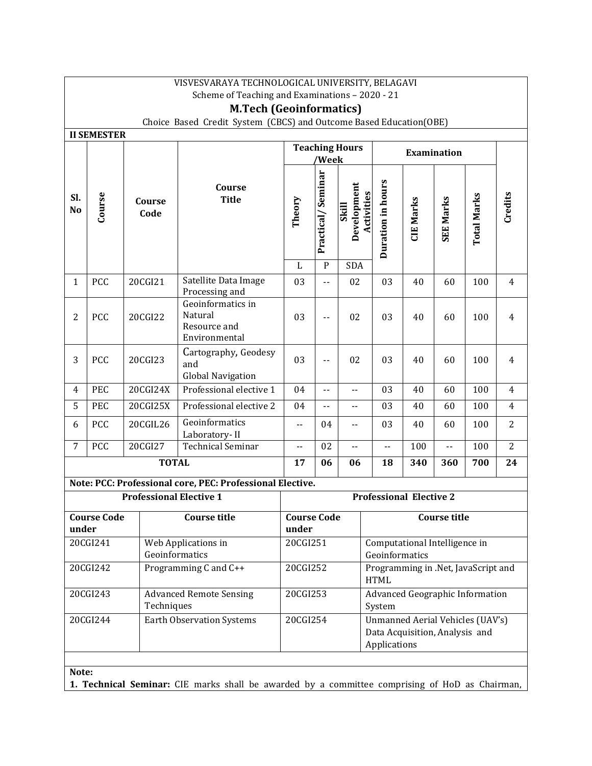VISVESVARAYA TECHNOLOGICAL UNIVERSITY, BELAGAVI

Scheme of Teaching and Examinations – 2020 - 21

## M.Tech (Geoinformatics)

Choice Based Credit System (CBCS) and Outcome Based Education(OBE)

**II SEMESTER**

| Sl. No | Course | Course Code | Course Title | Teaching Hours /Week | | | Examination | | | | Credits |
|---|---|---|---|---|---|---|---|---|---|---|---|
| | | | | Theory | Practical/ Seminar | Skill Development Activities | Duration in hours | CIE Marks | SEE Marks | Total Marks | |
| | | | | L | P | SDA | | | | | |
| 1 | PCC | 20CGI21 | Satellite Data Image Processing and | 03 | -- | 02 | 03 | 40 | 60 | 100 | 4 |
| 2 | PCC | 20CGI22 | Geoinformatics in Natural Resource and Environmental | 03 | -- | 02 | 03 | 40 | 60 | 100 | 4 |
| 3 | PCC | 20CGI23 | Cartography, Geodesy and Global Navigation | 03 | -- | 02 | 03 | 40 | 60 | 100 | 4 |
| 4 | PEC | 20CGI24X | Professional elective 1 | 04 | -- | -- | 03 | 40 | 60 | 100 | 4 |
| 5 | PEC | 20CGI25X | Professional elective 2 | 04 | -- | -- | 03 | 40 | 60 | 100 | 4 |
| 6 | PCC | 20CGIL26 | Geoinformatics Laboratory- II | -- | 04 | -- | 03 | 40 | 60 | 100 | 2 |
| 7 | PCC | 20CGI27 | Technical Seminar | -- | 02 | -- | -- | 100 | -- | 100 | 2 |
| **TOTAL** | | | | **17** | **06** | **06** | **18** | **340** | **360** | **700** | **24** |

**Note: PCC: Professional core, PEC: Professional Elective.**

| Professional Elective 1 | | Professional Elective 2 | |
|---|---|---|---|
| **Course Code under** | **Course title** | **Course Code under** | **Course title** |
| 20CGI241 | Web Applications in Geoinformatics | 20CGI251 | Computational Intelligence in Geoinformatics |
| 20CGI242 | Programming C and C++ | 20CGI252 | Programming in .Net, JavaScript and HTML |
| 20CGI243 | Advanced Remote Sensing Techniques | 20CGI253 | Advanced Geographic Information System |
| 20CGI244 | Earth Observation Systems | 20CGI254 | Unmanned Aerial Vehicles (UAV's) Data Acquisition, Analysis and Applications |

**Note:**

**1. Technical Seminar:** CIE marks shall be awarded by a committee comprising of HoD as Chairman,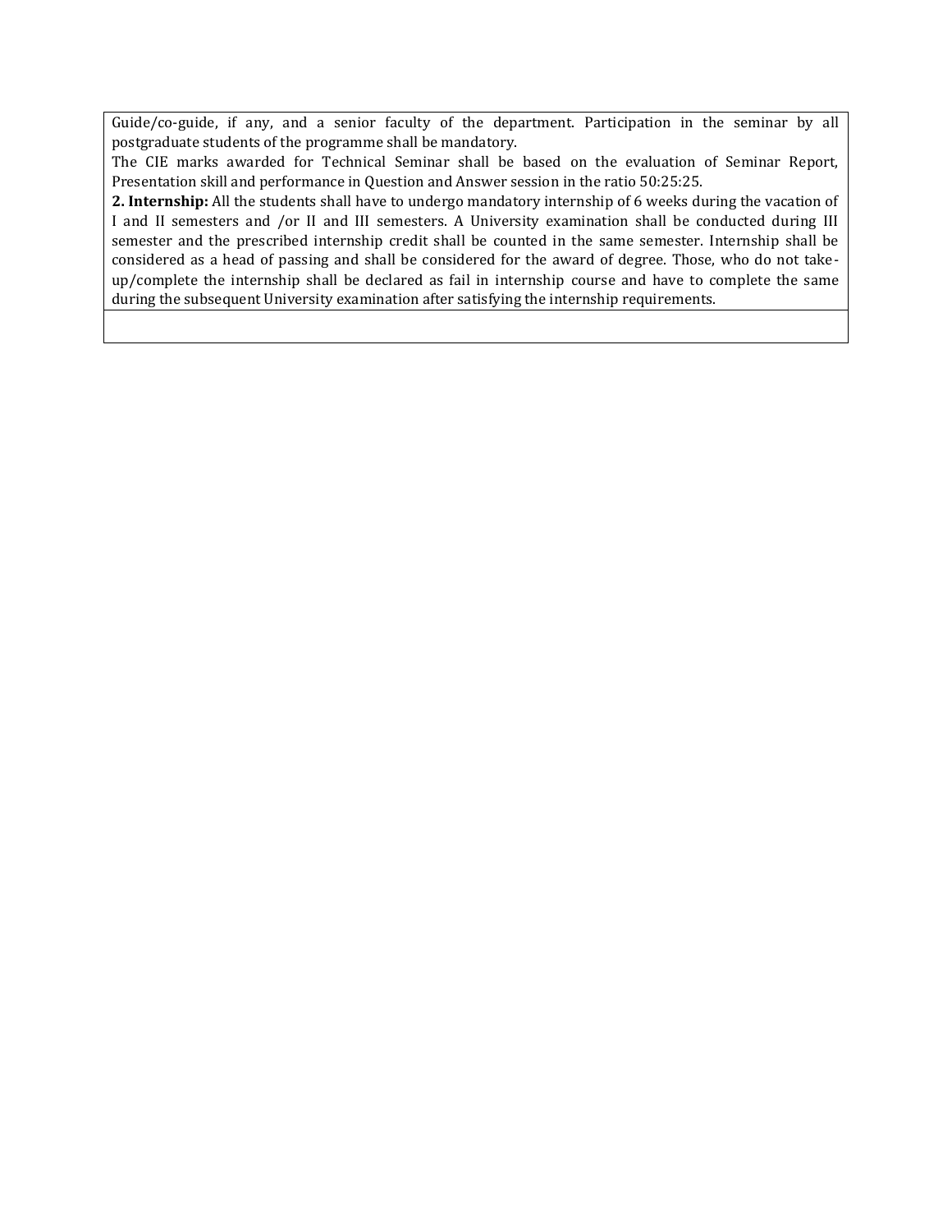Guide/co-guide, if any, and a senior faculty of the department. Participation in the seminar by all postgraduate students of the programme shall be mandatory.

The CIE marks awarded for Technical Seminar shall be based on the evaluation of Seminar Report, Presentation skill and performance in Question and Answer session in the ratio 50:25:25.

**2. Internship:** All the students shall have to undergo mandatory internship of 6 weeks during the vacation of I and II semesters and /or II and III semesters. A University examination shall be conducted during III semester and the prescribed internship credit shall be counted in the same semester. Internship shall be considered as a head of passing and shall be considered for the award of degree. Those, who do not take-up/complete the internship shall be declared as fail in internship course and have to complete the same during the subsequent University examination after satisfying the internship requirements.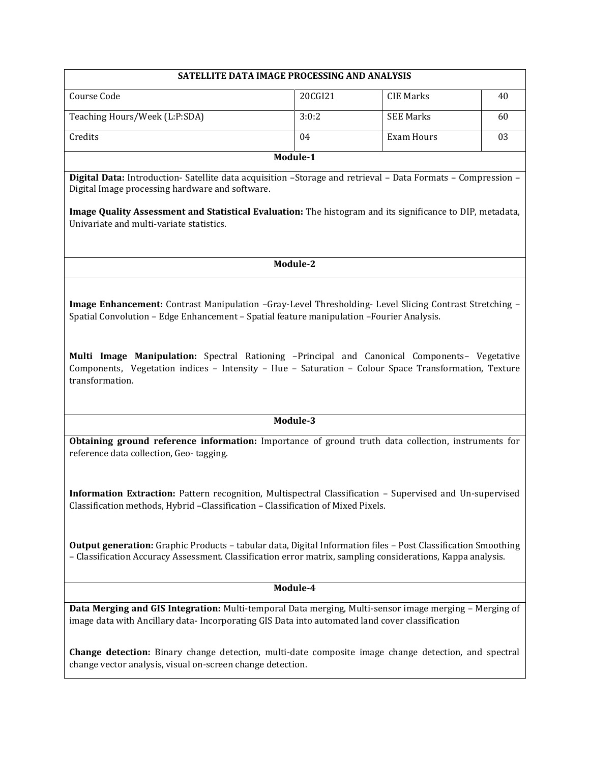## SATELLITE DATA IMAGE PROCESSING AND ANALYSIS

| Course Code | 20CGI21 | CIE Marks | 40 |
|---|---|---|---|
| Teaching Hours/Week (L:P:SDA) | 3:0:2 | SEE Marks | 60 |
| Credits | 04 | Exam Hours | 03 |

### Module-1

**Digital Data:** Introduction- Satellite data acquisition –Storage and retrieval – Data Formats – Compression – Digital Image processing hardware and software.

**Image Quality Assessment and Statistical Evaluation:** The histogram and its significance to DIP, metadata, Univariate and multi-variate statistics.

### Module-2

**Image Enhancement:** Contrast Manipulation –Gray-Level Thresholding- Level Slicing Contrast Stretching – Spatial Convolution – Edge Enhancement – Spatial feature manipulation –Fourier Analysis.

**Multi Image Manipulation:** Spectral Rationing –Principal and Canonical Components– Vegetative Components, Vegetation indices – Intensity – Hue – Saturation – Colour Space Transformation, Texture transformation.

### Module-3

**Obtaining ground reference information:** Importance of ground truth data collection, instruments for reference data collection, Geo- tagging.

**Information Extraction:** Pattern recognition, Multispectral Classification – Supervised and Un-supervised Classification methods, Hybrid –Classification – Classification of Mixed Pixels.

**Output generation:** Graphic Products – tabular data, Digital Information files – Post Classification Smoothing – Classification Accuracy Assessment. Classification error matrix, sampling considerations, Kappa analysis.

### Module-4

**Data Merging and GIS Integration:** Multi-temporal Data merging, Multi-sensor image merging – Merging of image data with Ancillary data- Incorporating GIS Data into automated land cover classification

**Change detection:** Binary change detection, multi-date composite image change detection, and spectral change vector analysis, visual on-screen change detection.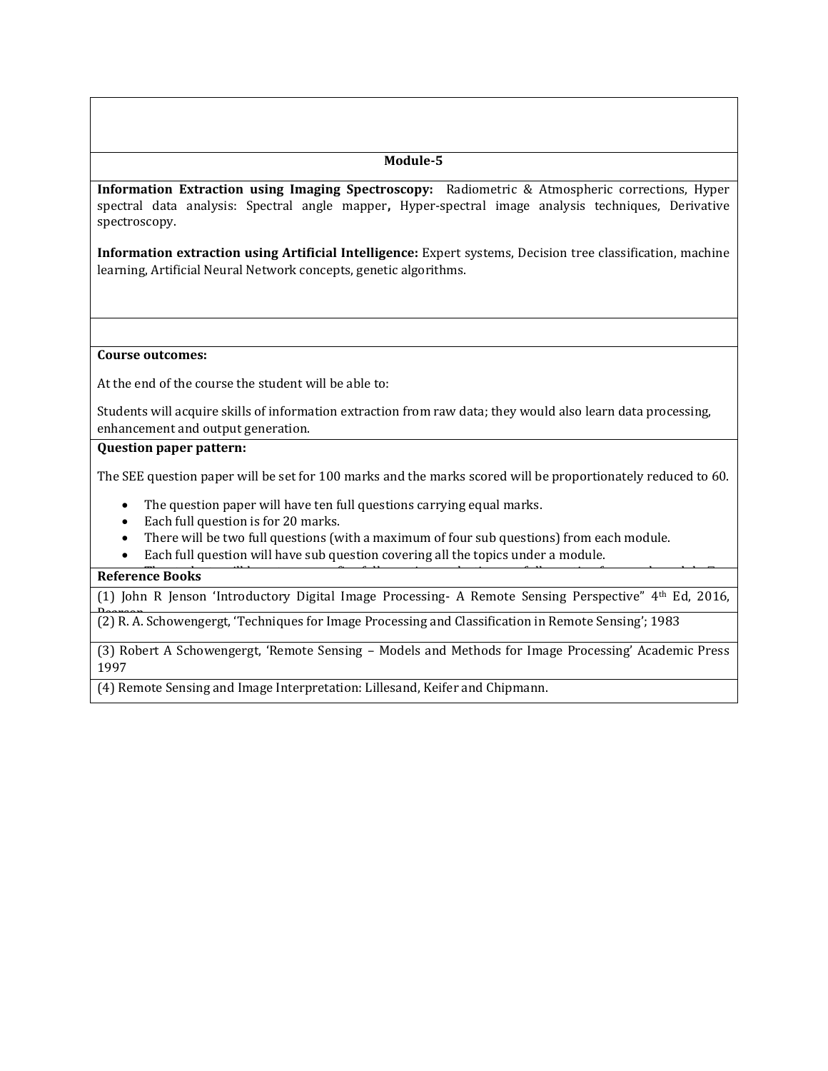## Module-5

**Information Extraction using Imaging Spectroscopy:** Radiometric & Atmospheric corrections, Hyper spectral data analysis: Spectral angle mapper**,** Hyper-spectral image analysis techniques, Derivative spectroscopy.

**Information extraction using Artificial Intelligence:** Expert systems, Decision tree classification, machine learning, Artificial Neural Network concepts, genetic algorithms.

**Course outcomes:**

At the end of the course the student will be able to:

Students will acquire skills of information extraction from raw data; they would also learn data processing, enhancement and output generation.

**Question paper pattern:**

The SEE question paper will be set for 100 marks and the marks scored will be proportionately reduced to 60.

- The question paper will have ten full questions carrying equal marks.
- Each full question is for 20 marks.
- There will be two full questions (with a maximum of four sub questions) from each module.
- Each full question will have sub question covering all the topics under a module.

**Reference Books**

(1) John R Jenson 'Introductory Digital Image Processing- A Remote Sensing Perspective" 4th Ed, 2016, Pearson

(2) R. A. Schowengergt, 'Techniques for Image Processing and Classification in Remote Sensing'; 1983

(3) Robert A Schowengergt, 'Remote Sensing – Models and Methods for Image Processing' Academic Press 1997

(4) Remote Sensing and Image Interpretation: Lillesand, Keifer and Chipmann.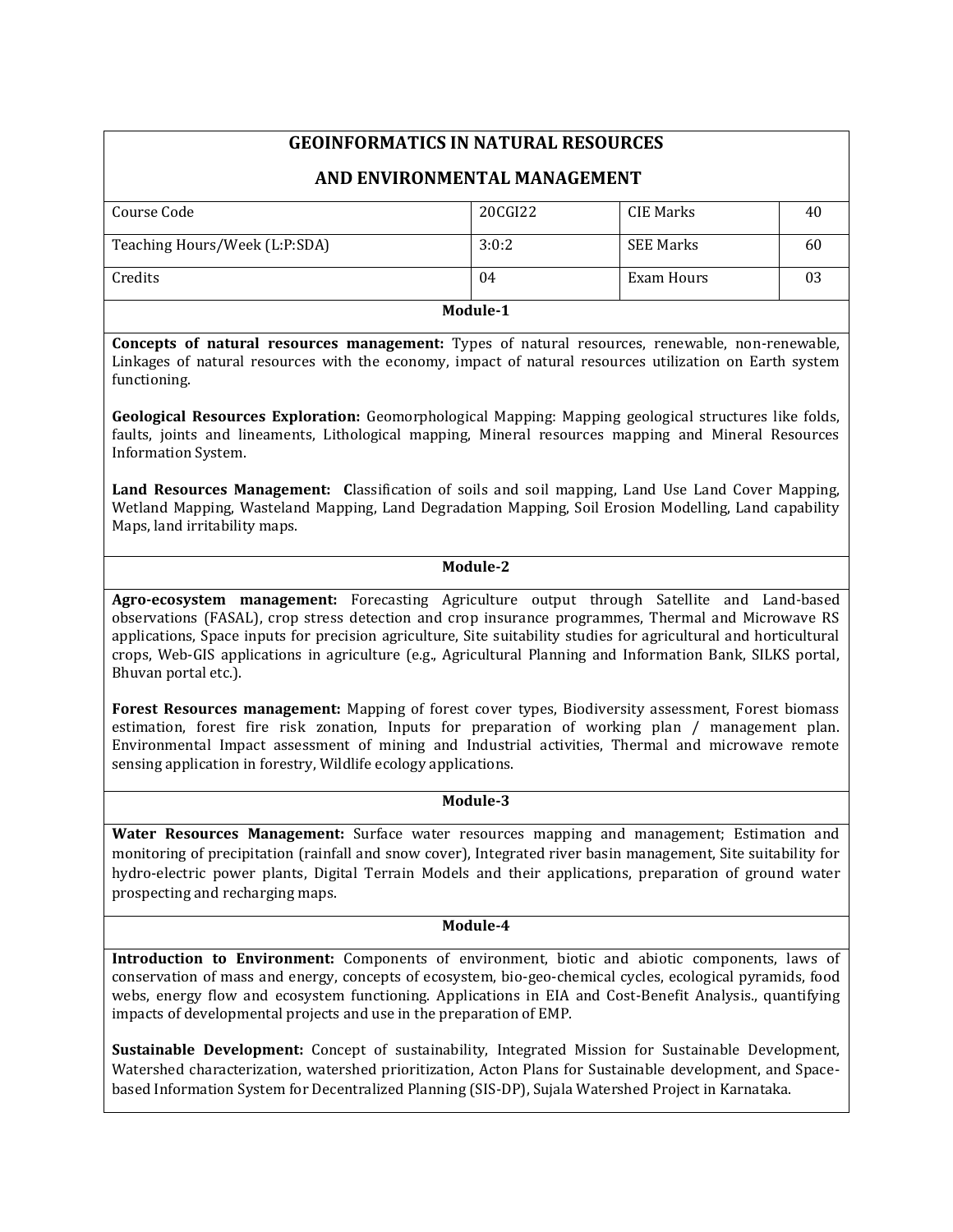# GEOINFORMATICS IN NATURAL RESOURCES AND ENVIRONMENTAL MANAGEMENT

| Course Code | 20CGI22 | CIE Marks | 40 |
| --- | --- | --- | --- |
| Teaching Hours/Week (L:P:SDA) | 3:0:2 | SEE Marks | 60 |
| Credits | 04 | Exam Hours | 03 |

## Module-1

**Concepts of natural resources management:** Types of natural resources, renewable, non-renewable, Linkages of natural resources with the economy, impact of natural resources utilization on Earth system functioning.

**Geological Resources Exploration:** Geomorphological Mapping: Mapping geological structures like folds, faults, joints and lineaments, Lithological mapping, Mineral resources mapping and Mineral Resources Information System.

**Land Resources Management:** **C**lassification of soils and soil mapping, Land Use Land Cover Mapping, Wetland Mapping, Wasteland Mapping, Land Degradation Mapping, Soil Erosion Modelling, Land capability Maps, land irritability maps.

## Module-2

**Agro-ecosystem management:** Forecasting Agriculture output through Satellite and Land-based observations (FASAL), crop stress detection and crop insurance programmes, Thermal and Microwave RS applications, Space inputs for precision agriculture, Site suitability studies for agricultural and horticultural crops, Web-GIS applications in agriculture (e.g., Agricultural Planning and Information Bank, SILKS portal, Bhuvan portal etc.).

**Forest Resources management:** Mapping of forest cover types, Biodiversity assessment, Forest biomass estimation, forest fire risk zonation, Inputs for preparation of working plan / management plan. Environmental Impact assessment of mining and Industrial activities, Thermal and microwave remote sensing application in forestry, Wildlife ecology applications.

## Module-3

**Water Resources Management:** Surface water resources mapping and management; Estimation and monitoring of precipitation (rainfall and snow cover), Integrated river basin management, Site suitability for hydro-electric power plants, Digital Terrain Models and their applications, preparation of ground water prospecting and recharging maps.

## Module-4

**Introduction to Environment:** Components of environment, biotic and abiotic components, laws of conservation of mass and energy, concepts of ecosystem, bio-geo-chemical cycles, ecological pyramids, food webs, energy flow and ecosystem functioning. Applications in EIA and Cost-Benefit Analysis., quantifying impacts of developmental projects and use in the preparation of EMP.

**Sustainable Development:** Concept of sustainability, Integrated Mission for Sustainable Development, Watershed characterization, watershed prioritization, Acton Plans for Sustainable development, and Space-based Information System for Decentralized Planning (SIS-DP), Sujala Watershed Project in Karnataka.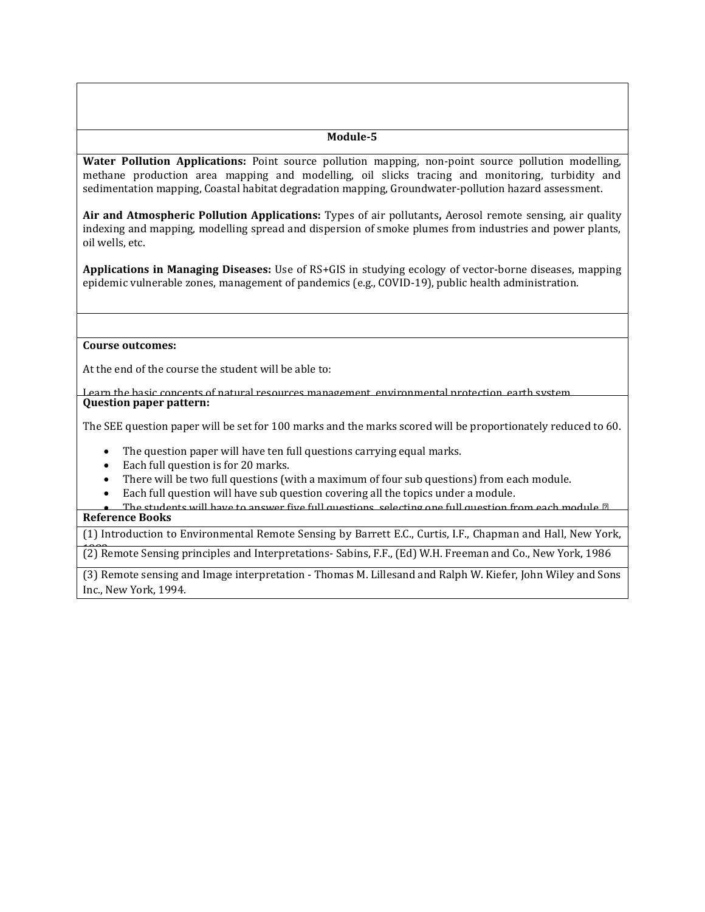## Module-5

**Water Pollution Applications:** Point source pollution mapping, non-point source pollution modelling, methane production area mapping and modelling, oil slicks tracing and monitoring, turbidity and sedimentation mapping, Coastal habitat degradation mapping, Groundwater-pollution hazard assessment.

**Air and Atmospheric Pollution Applications:** Types of air pollutants**,** Aerosol remote sensing, air quality indexing and mapping, modelling spread and dispersion of smoke plumes from industries and power plants, oil wells, etc.

**Applications in Managing Diseases:** Use of RS+GIS in studying ecology of vector-borne diseases, mapping epidemic vulnerable zones, management of pandemics (e.g., COVID-19), public health administration.

**Course outcomes:**

At the end of the course the student will be able to:

Learn the basic concepts of natural resources management, environmental protection, earth system

**Question paper pattern:**

The SEE question paper will be set for 100 marks and the marks scored will be proportionately reduced to 60.

- The question paper will have ten full questions carrying equal marks.
- Each full question is for 20 marks.
- There will be two full questions (with a maximum of four sub questions) from each module.
- Each full question will have sub question covering all the topics under a module.
- The students will have to answer five full questions, selecting one full question from each module.

**Reference Books**

(1) Introduction to Environmental Remote Sensing by Barrett E.C., Curtis, I.F., Chapman and Hall, New York,

(2) Remote Sensing principles and Interpretations- Sabins, F.F., (Ed) W.H. Freeman and Co., New York, 1986

(3) Remote sensing and Image interpretation - Thomas M. Lillesand and Ralph W. Kiefer, John Wiley and Sons Inc., New York, 1994.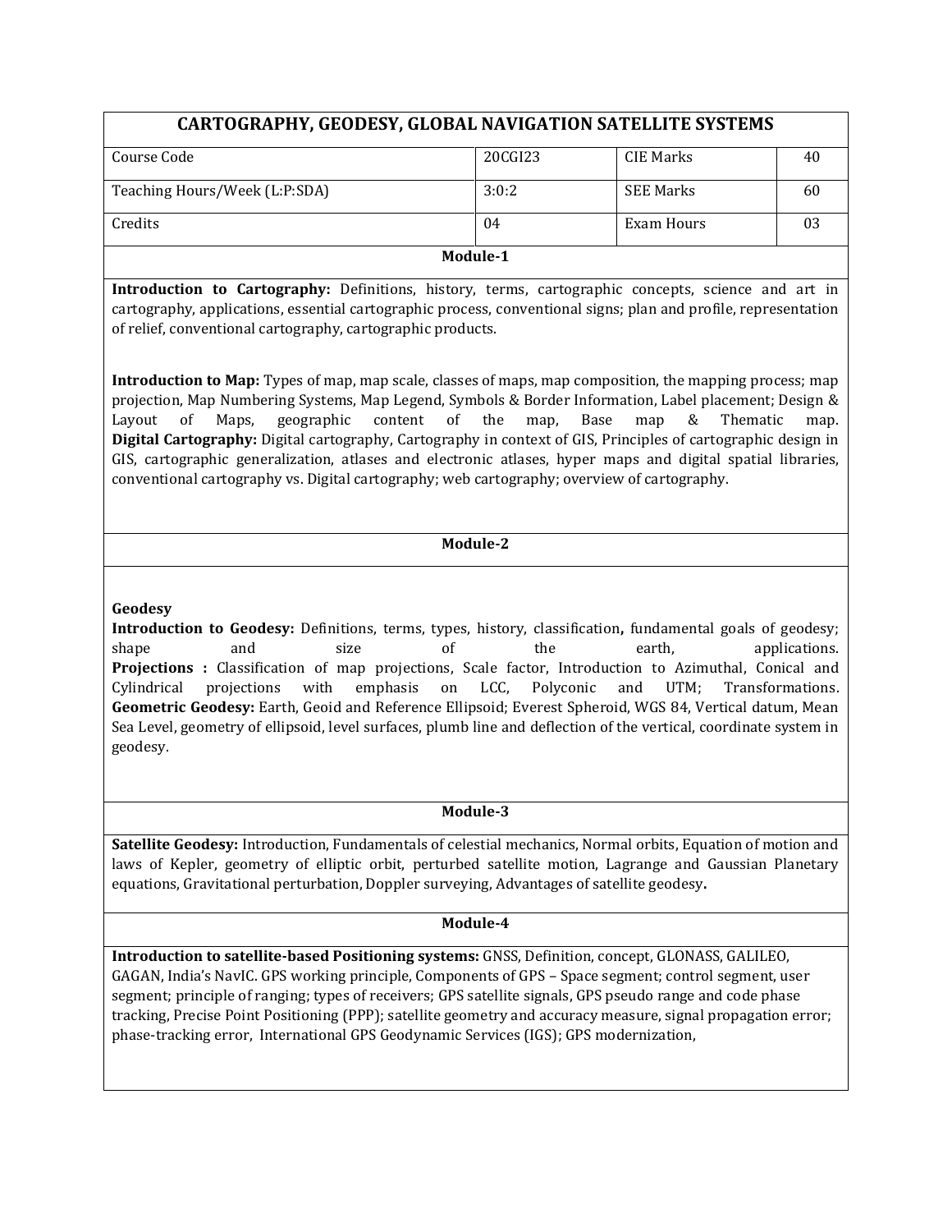## CARTOGRAPHY, GEODESY, GLOBAL NAVIGATION SATELLITE SYSTEMS

| Course Code | 20CGI23 | CIE Marks | 40 |
|---|---|---|---|
| Teaching Hours/Week (L:P:SDA) | 3:0:2 | SEE Marks | 60 |
| Credits | 04 | Exam Hours | 03 |

### Module-1

**Introduction to Cartography:** Definitions, history, terms, cartographic concepts, science and art in cartography, applications, essential cartographic process, conventional signs; plan and profile, representation of relief, conventional cartography, cartographic products.

**Introduction to Map:** Types of map, map scale, classes of maps, map composition, the mapping process; map projection, Map Numbering Systems, Map Legend, Symbols & Border Information, Label placement; Design & Layout of Maps, geographic content of the map, Base map & Thematic map.
**Digital Cartography:** Digital cartography, Cartography in context of GIS, Principles of cartographic design in GIS, cartographic generalization, atlases and electronic atlases, hyper maps and digital spatial libraries, conventional cartography vs. Digital cartography; web cartography; overview of cartography.

### Module-2

**Geodesy**
**Introduction to Geodesy:** Definitions, terms, types, history, classification**,** fundamental goals of geodesy; shape and size of the earth, applications.
**Projections :** Classification of map projections, Scale factor, Introduction to Azimuthal, Conical and Cylindrical projections with emphasis on LCC, Polyconic and UTM; Transformations.
**Geometric Geodesy:** Earth, Geoid and Reference Ellipsoid; Everest Spheroid, WGS 84, Vertical datum, Mean Sea Level, geometry of ellipsoid, level surfaces, plumb line and deflection of the vertical, coordinate system in geodesy.

### Module-3

**Satellite Geodesy:** Introduction, Fundamentals of celestial mechanics, Normal orbits, Equation of motion and laws of Kepler, geometry of elliptic orbit, perturbed satellite motion, Lagrange and Gaussian Planetary equations, Gravitational perturbation, Doppler surveying, Advantages of satellite geodesy**.**

### Module-4

**Introduction to satellite-based Positioning systems:** GNSS, Definition, concept, GLONASS, GALILEO, GAGAN, India's NavIC. GPS working principle, Components of GPS – Space segment; control segment, user segment; principle of ranging; types of receivers; GPS satellite signals, GPS pseudo range and code phase tracking, Precise Point Positioning (PPP); satellite geometry and accuracy measure, signal propagation error; phase-tracking error, International GPS Geodynamic Services (IGS); GPS modernization,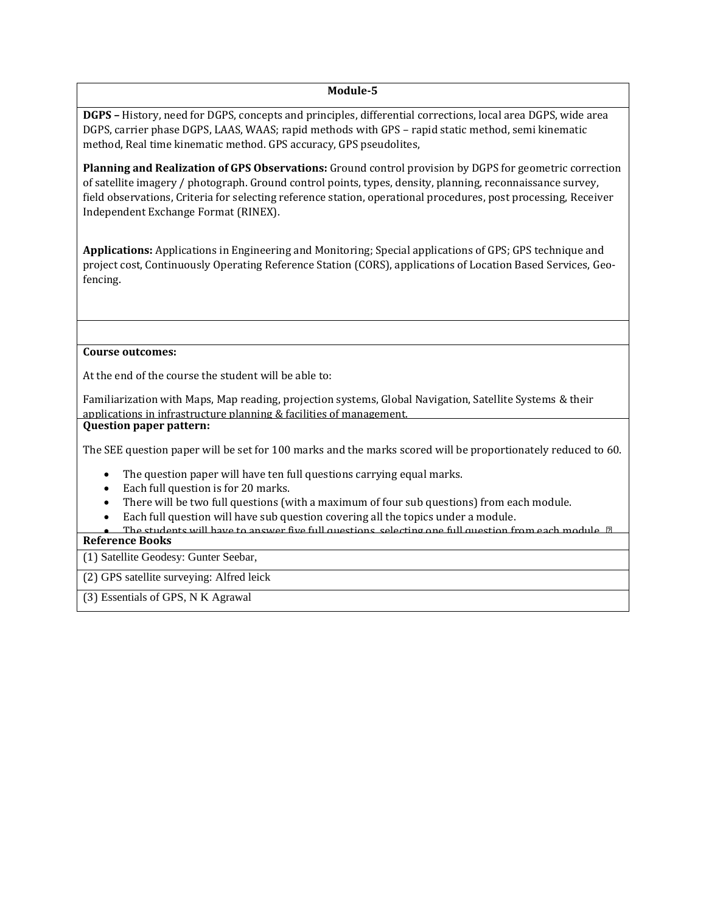## Module-5

**DGPS –** History, need for DGPS, concepts and principles, differential corrections, local area DGPS, wide area DGPS, carrier phase DGPS, LAAS, WAAS; rapid methods with GPS – rapid static method, semi kinematic method, Real time kinematic method. GPS accuracy, GPS pseudolites,

**Planning and Realization of GPS Observations:** Ground control provision by DGPS for geometric correction of satellite imagery / photograph. Ground control points, types, density, planning, reconnaissance survey, field observations, Criteria for selecting reference station, operational procedures, post processing, Receiver Independent Exchange Format (RINEX).

**Applications:** Applications in Engineering and Monitoring; Special applications of GPS; GPS technique and project cost, Continuously Operating Reference Station (CORS), applications of Location Based Services, Geo-fencing.

**Course outcomes:**

At the end of the course the student will be able to:

Familiarization with Maps, Map reading, projection systems, Global Navigation, Satellite Systems & their applications in infrastructure planning & facilities of management.

**Question paper pattern:**

The SEE question paper will be set for 100 marks and the marks scored will be proportionately reduced to 60.

- The question paper will have ten full questions carrying equal marks.
- Each full question is for 20 marks.
- There will be two full questions (with a maximum of four sub questions) from each module.
- Each full question will have sub question covering all the topics under a module.
- The students will have to answer five full questions, selecting one full question from each module.

**Reference Books**

(1) Satellite Geodesy: Gunter Seebar,

(2) GPS satellite surveying: Alfred leick

(3) Essentials of GPS, N K Agrawal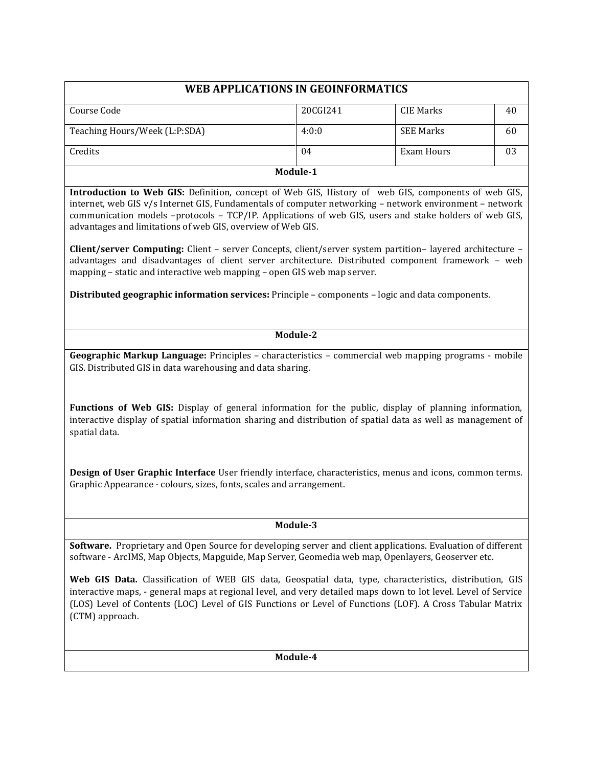# WEB APPLICATIONS IN GEOINFORMATICS

| Course Code | 20CGI241 | CIE Marks | 40 |
| --- | --- | --- | --- |
| Teaching Hours/Week (L:P:SDA) | 4:0:0 | SEE Marks | 60 |
| Credits | 04 | Exam Hours | 03 |

## Module-1

**Introduction to Web GIS:** Definition, concept of Web GIS, History of web GIS, components of web GIS, internet, web GIS v/s Internet GIS, Fundamentals of computer networking – network environment – network communication models –protocols – TCP/IP. Applications of web GIS, users and stake holders of web GIS, advantages and limitations of web GIS, overview of Web GIS.

**Client/server Computing:** Client – server Concepts, client/server system partition– layered architecture – advantages and disadvantages of client server architecture. Distributed component framework – web mapping – static and interactive web mapping – open GIS web map server.

**Distributed geographic information services:** Principle – components – logic and data components.

## Module-2

**Geographic Markup Language:** Principles – characteristics – commercial web mapping programs - mobile GIS. Distributed GIS in data warehousing and data sharing.

**Functions of Web GIS:** Display of general information for the public, display of planning information, interactive display of spatial information sharing and distribution of spatial data as well as management of spatial data.

**Design of User Graphic Interface** User friendly interface, characteristics, menus and icons, common terms. Graphic Appearance - colours, sizes, fonts, scales and arrangement.

## Module-3

**Software.** Proprietary and Open Source for developing server and client applications. Evaluation of different software - ArcIMS, Map Objects, Mapguide, Map Server, Geomedia web map, Openlayers, Geoserver etc.

**Web GIS Data.** Classification of WEB GIS data, Geospatial data, type, characteristics, distribution, GIS interactive maps, - general maps at regional level, and very detailed maps down to lot level. Level of Service (LOS) Level of Contents (LOC) Level of GIS Functions or Level of Functions (LOF). A Cross Tabular Matrix (CTM) approach.

## Module-4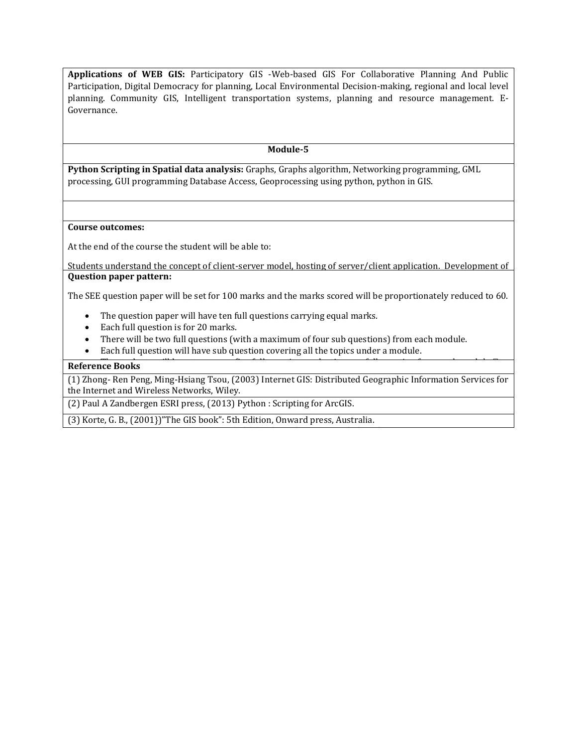**Applications of WEB GIS:** Participatory GIS -Web-based GIS For Collaborative Planning And Public Participation, Digital Democracy for planning, Local Environmental Decision-making, regional and local level planning. Community GIS, Intelligent transportation systems, planning and resource management. E-Governance.

**Module-5**

**Python Scripting in Spatial data analysis:** Graphs, Graphs algorithm, Networking programming, GML processing, GUI programming Database Access, Geoprocessing using python, python in GIS.

**Course outcomes:**

At the end of the course the student will be able to:

Students understand the concept of client-server model, hosting of server/client application. Development of

**Question paper pattern:**

The SEE question paper will be set for 100 marks and the marks scored will be proportionately reduced to 60.

- The question paper will have ten full questions carrying equal marks.
- Each full question is for 20 marks.
- There will be two full questions (with a maximum of four sub questions) from each module.
- Each full question will have sub question covering all the topics under a module.

**Reference Books**

(1) Zhong- Ren Peng, Ming-Hsiang Tsou, (2003) Internet GIS: Distributed Geographic Information Services for the Internet and Wireless Networks, Wiley.

(2) Paul A Zandbergen ESRI press, (2013) Python : Scripting for ArcGIS.

(3) Korte, G. B., (2001})"The GIS book": 5th Edition, Onward press, Australia.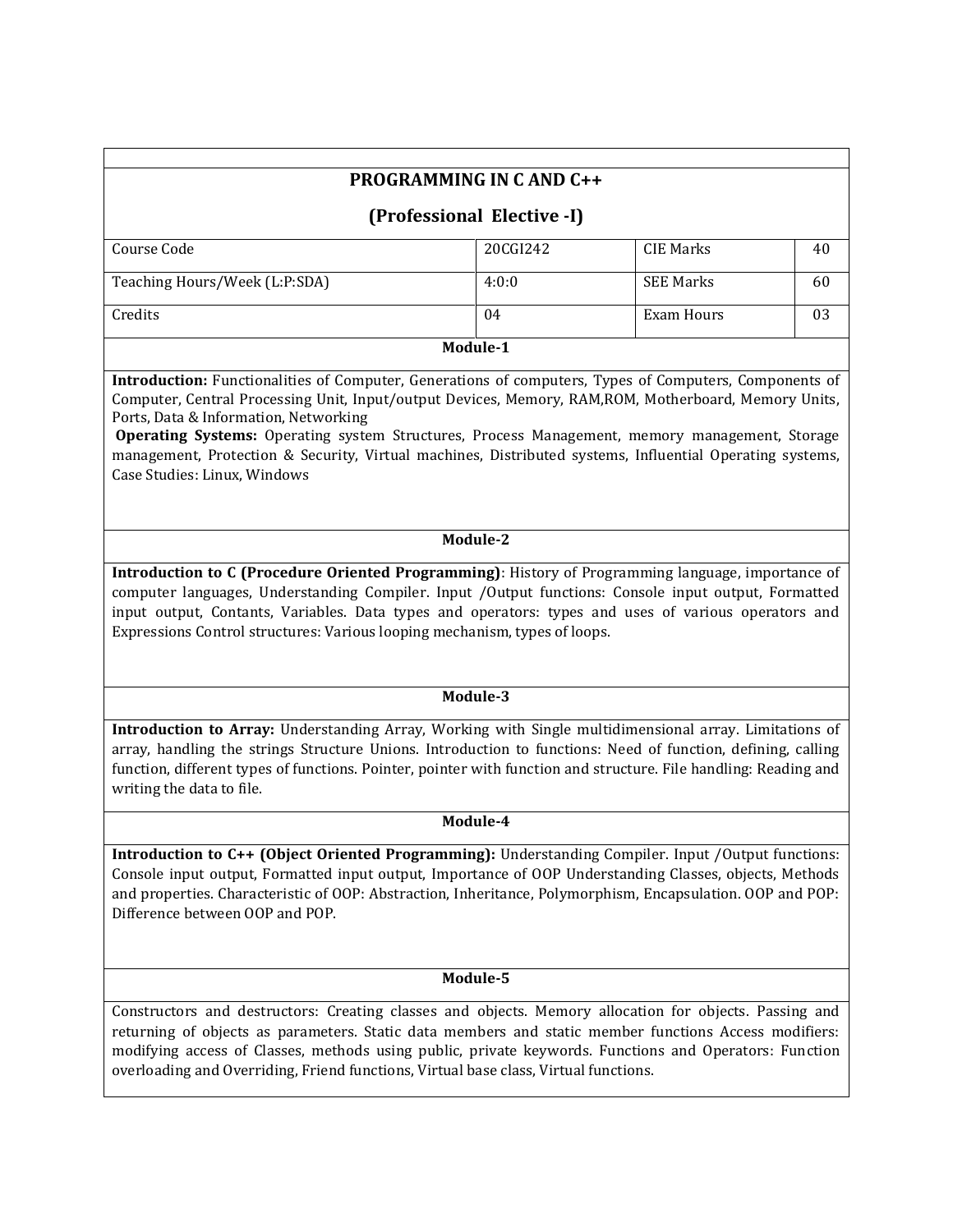## PROGRAMMING IN C AND C++

### (Professional Elective -I)

| Course Code | 20CGI242 | CIE Marks | 40 |
|---|---|---|---|
| Teaching Hours/Week (L:P:SDA) | 4:0:0 | SEE Marks | 60 |
| Credits | 04 | Exam Hours | 03 |

**Module-1**

**Introduction:** Functionalities of Computer, Generations of computers, Types of Computers, Components of Computer, Central Processing Unit, Input/output Devices, Memory, RAM,ROM, Motherboard, Memory Units, Ports, Data & Information, Networking

**Operating Systems:** Operating system Structures, Process Management, memory management, Storage management, Protection & Security, Virtual machines, Distributed systems, Influential Operating systems, Case Studies: Linux, Windows

**Module-2**

**Introduction to C (Procedure Oriented Programming)**: History of Programming language, importance of computer languages, Understanding Compiler. Input /Output functions: Console input output, Formatted input output, Contants, Variables. Data types and operators: types and uses of various operators and Expressions Control structures: Various looping mechanism, types of loops.

**Module-3**

**Introduction to Array:** Understanding Array, Working with Single multidimensional array. Limitations of array, handling the strings Structure Unions. Introduction to functions: Need of function, defining, calling function, different types of functions. Pointer, pointer with function and structure. File handling: Reading and writing the data to file.

**Module-4**

**Introduction to C++ (Object Oriented Programming):** Understanding Compiler. Input /Output functions: Console input output, Formatted input output, Importance of OOP Understanding Classes, objects, Methods and properties. Characteristic of OOP: Abstraction, Inheritance, Polymorphism, Encapsulation. OOP and POP: Difference between OOP and POP.

**Module-5**

Constructors and destructors: Creating classes and objects. Memory allocation for objects. Passing and returning of objects as parameters. Static data members and static member functions Access modifiers: modifying access of Classes, methods using public, private keywords. Functions and Operators: Function overloading and Overriding, Friend functions, Virtual base class, Virtual functions.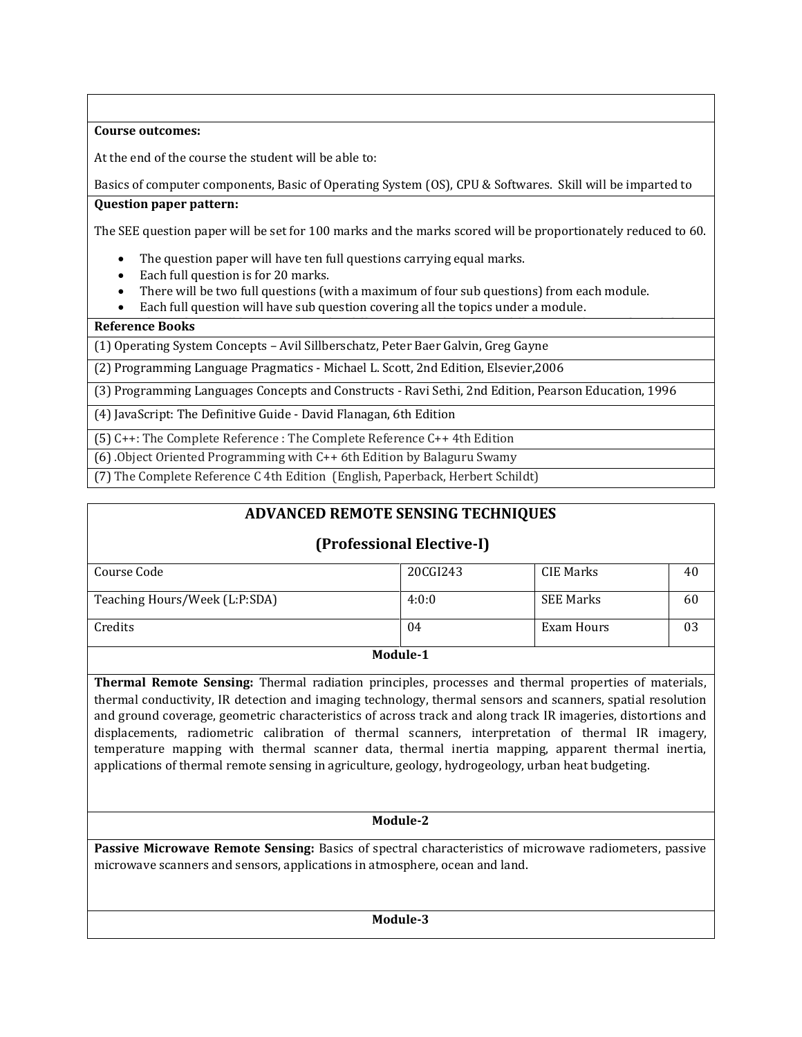**Course outcomes:**

At the end of the course the student will be able to:

Basics of computer components, Basic of Operating System (OS), CPU & Softwares. Skill will be imparted to

**Question paper pattern:**

The SEE question paper will be set for 100 marks and the marks scored will be proportionately reduced to 60.

- The question paper will have ten full questions carrying equal marks.
- Each full question is for 20 marks.
- There will be two full questions (with a maximum of four sub questions) from each module.
- Each full question will have sub question covering all the topics under a module.

**Reference Books**

(1) Operating System Concepts – Avil Sillberschatz, Peter Baer Galvin, Greg Gayne

(2) Programming Language Pragmatics - Michael L. Scott, 2nd Edition, Elsevier,2006

(3) Programming Languages Concepts and Constructs - Ravi Sethi, 2nd Edition, Pearson Education, 1996

(4) JavaScript: The Definitive Guide - David Flanagan, 6th Edition

(5) C++: The Complete Reference : The Complete Reference C++ 4th Edition

(6) .Object Oriented Programming with C++ 6th Edition by Balaguru Swamy

(7) The Complete Reference C 4th Edition (English, Paperback, Herbert Schildt)

## ADVANCED REMOTE SENSING TECHNIQUES

## (Professional Elective-I)

| Course Code | 20CGI243 | CIE Marks | 40 |
|---|---|---|---|
| Teaching Hours/Week (L:P:SDA) | 4:0:0 | SEE Marks | 60 |
| Credits | 04 | Exam Hours | 03 |

### Module-1

**Thermal Remote Sensing:** Thermal radiation principles, processes and thermal properties of materials, thermal conductivity, IR detection and imaging technology, thermal sensors and scanners, spatial resolution and ground coverage, geometric characteristics of across track and along track IR imageries, distortions and displacements, radiometric calibration of thermal scanners, interpretation of thermal IR imagery, temperature mapping with thermal scanner data, thermal inertia mapping, apparent thermal inertia, applications of thermal remote sensing in agriculture, geology, hydrogeology, urban heat budgeting.

### Module-2

**Passive Microwave Remote Sensing:** Basics of spectral characteristics of microwave radiometers, passive microwave scanners and sensors, applications in atmosphere, ocean and land.

### Module-3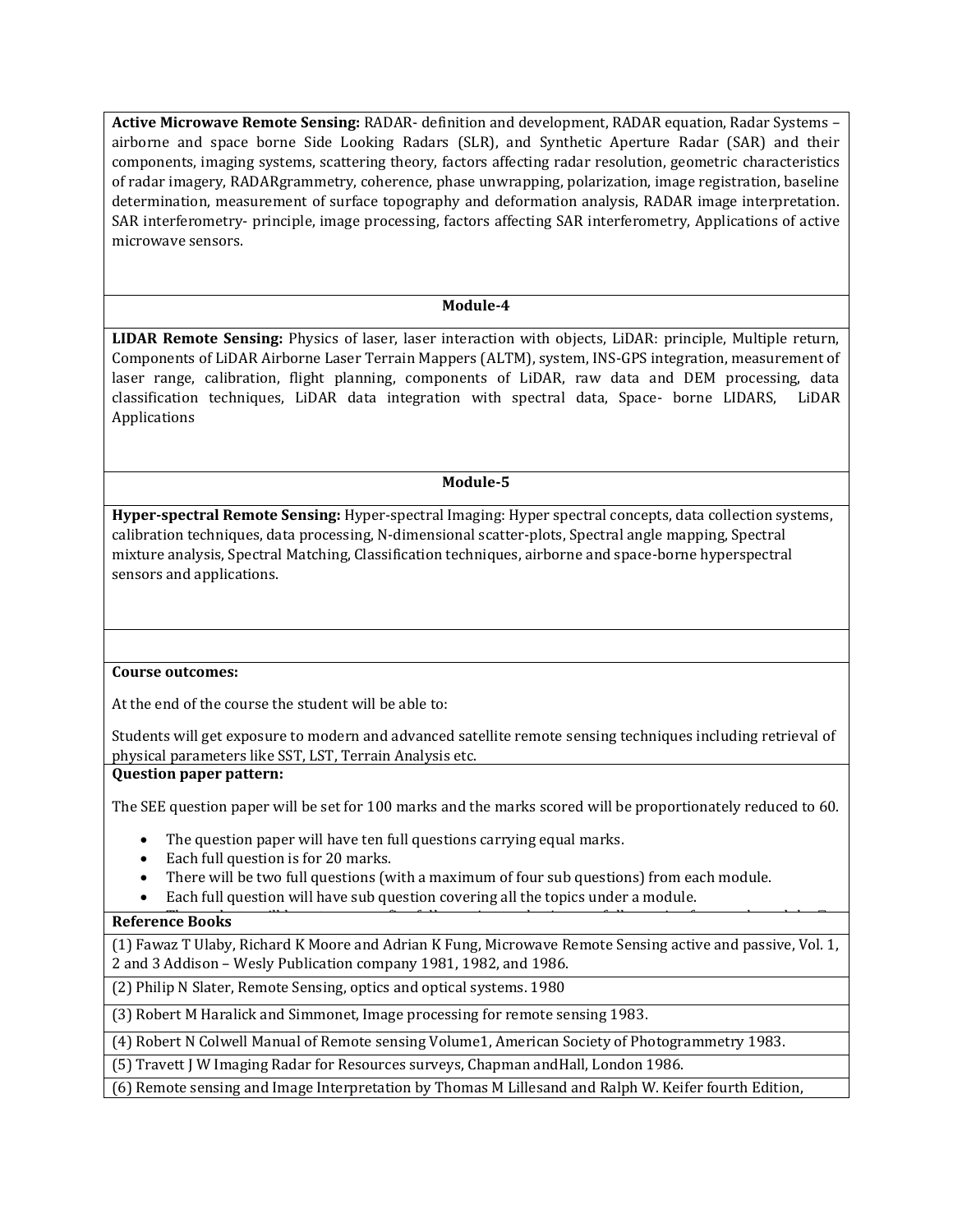**Active Microwave Remote Sensing:** RADAR- definition and development, RADAR equation, Radar Systems – airborne and space borne Side Looking Radars (SLR), and Synthetic Aperture Radar (SAR) and their components, imaging systems, scattering theory, factors affecting radar resolution, geometric characteristics of radar imagery, RADARgrammetry, coherence, phase unwrapping, polarization, image registration, baseline determination, measurement of surface topography and deformation analysis, RADAR image interpretation. SAR interferometry- principle, image processing, factors affecting SAR interferometry, Applications of active microwave sensors.

**Module-4**

**LIDAR Remote Sensing:** Physics of laser, laser interaction with objects, LiDAR: principle, Multiple return, Components of LiDAR Airborne Laser Terrain Mappers (ALTM), system, INS-GPS integration, measurement of laser range, calibration, flight planning, components of LiDAR, raw data and DEM processing, data classification techniques, LiDAR data integration with spectral data, Space- borne LIDARS, LiDAR Applications

**Module-5**

**Hyper-spectral Remote Sensing:** Hyper-spectral Imaging: Hyper spectral concepts, data collection systems, calibration techniques, data processing, N-dimensional scatter-plots, Spectral angle mapping, Spectral mixture analysis, Spectral Matching, Classification techniques, airborne and space-borne hyperspectral sensors and applications.

**Course outcomes:**

At the end of the course the student will be able to:

Students will get exposure to modern and advanced satellite remote sensing techniques including retrieval of physical parameters like SST, LST, Terrain Analysis etc.

**Question paper pattern:**

The SEE question paper will be set for 100 marks and the marks scored will be proportionately reduced to 60.

- The question paper will have ten full questions carrying equal marks.
- Each full question is for 20 marks.
- There will be two full questions (with a maximum of four sub questions) from each module.
- Each full question will have sub question covering all the topics under a module.

**Reference Books**

(1) Fawaz T Ulaby, Richard K Moore and Adrian K Fung, Microwave Remote Sensing active and passive, Vol. 1, 2 and 3 Addison – Wesly Publication company 1981, 1982, and 1986.

(2) Philip N Slater, Remote Sensing, optics and optical systems. 1980

(3) Robert M Haralick and Simmonet, Image processing for remote sensing 1983.

(4) Robert N Colwell Manual of Remote sensing Volume1, American Society of Photogrammetry 1983.

(5) Travett J W Imaging Radar for Resources surveys, Chapman andHall, London 1986.

(6) Remote sensing and Image Interpretation by Thomas M Lillesand and Ralph W. Keifer fourth Edition,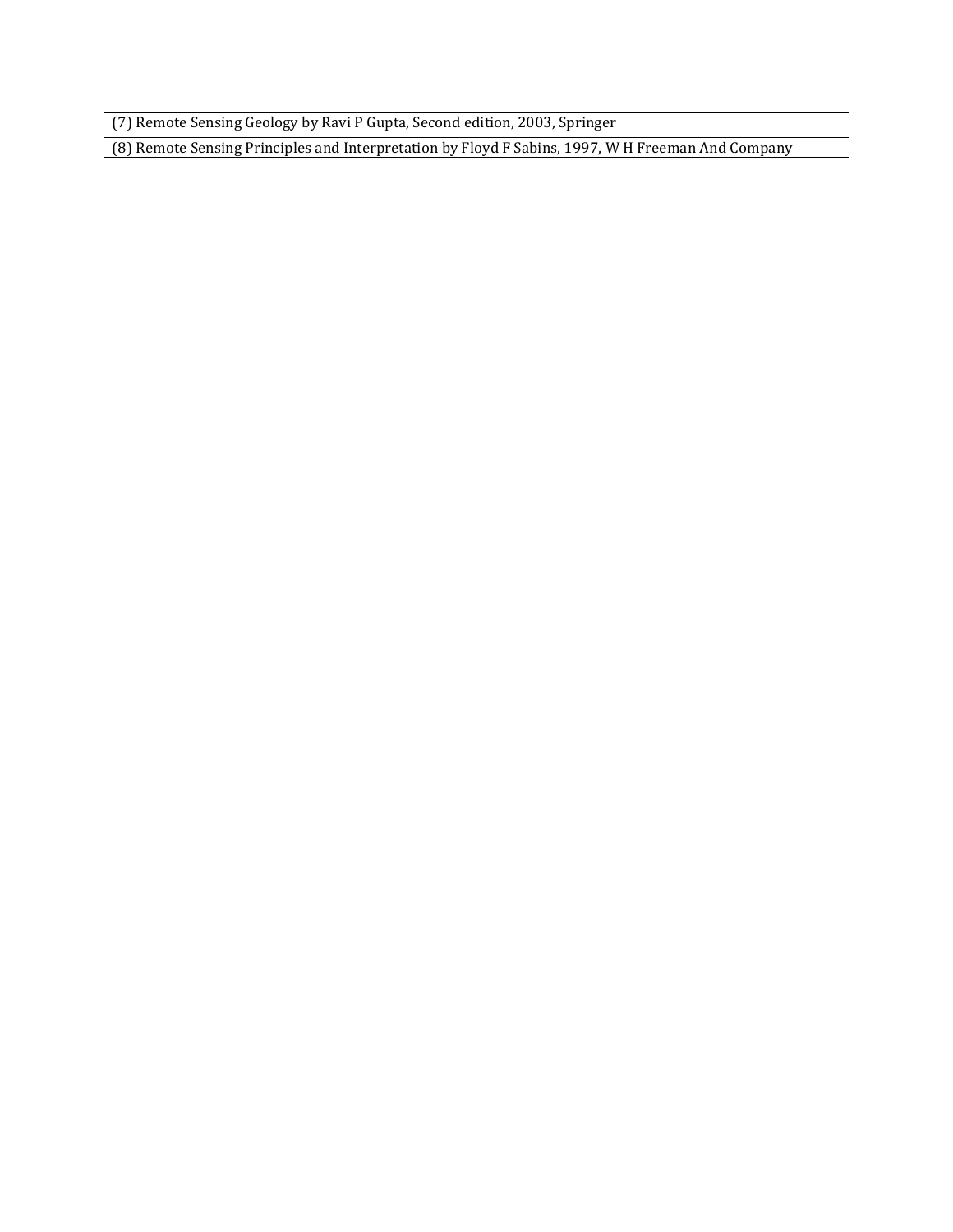| (7) Remote Sensing Geology by Ravi P Gupta, Second edition, 2003, Springer |
|---|
| (8) Remote Sensing Principles and Interpretation by Floyd F Sabins, 1997, W H Freeman And Company |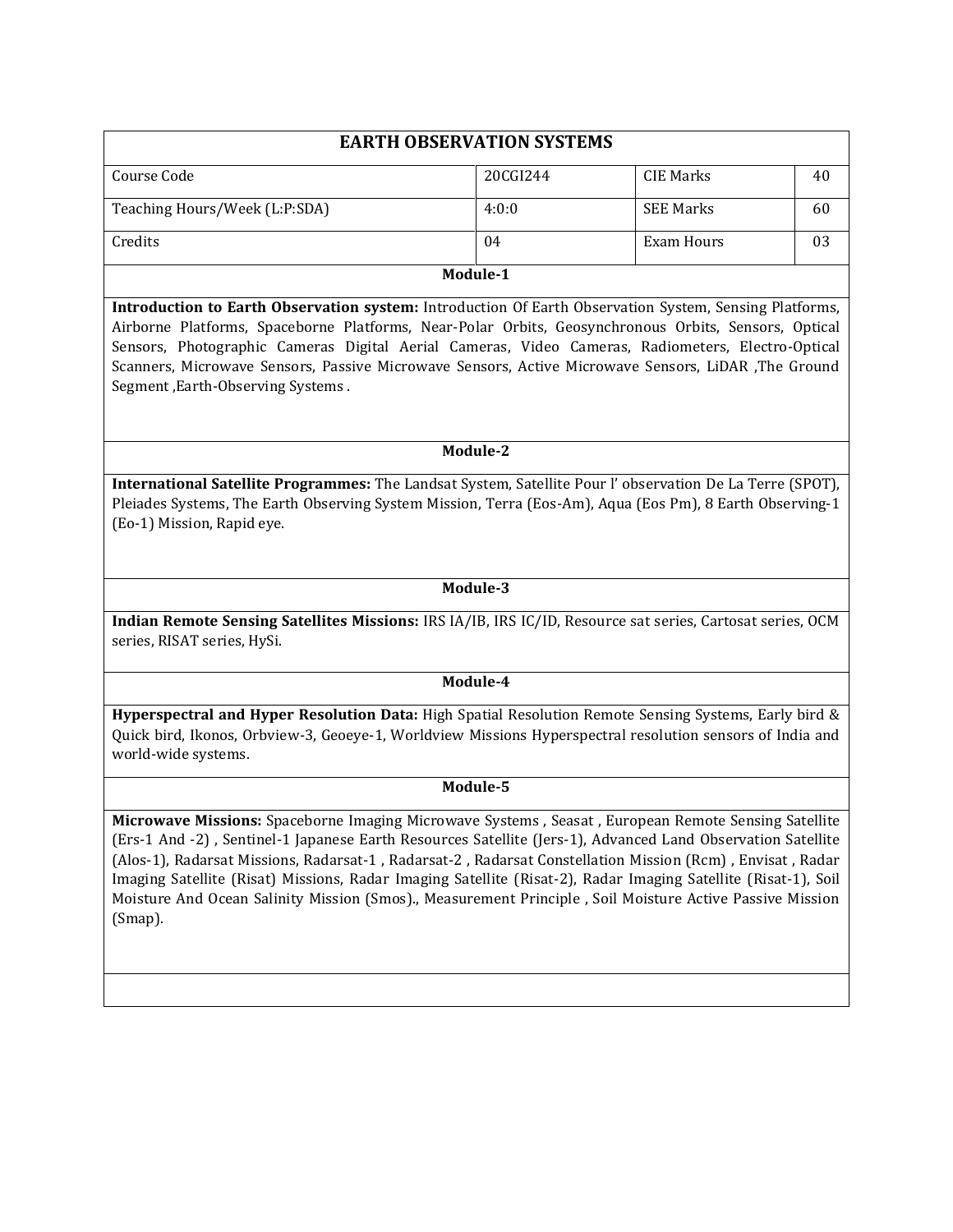| EARTH OBSERVATION SYSTEMS | | | |
|---|---|---|---|
| Course Code | 20CGI244 | CIE Marks | 40 |
| Teaching Hours/Week (L:P:SDA) | 4:0:0 | SEE Marks | 60 |
| Credits | 04 | Exam Hours | 03 |

**Module-1**

**Introduction to Earth Observation system:** Introduction Of Earth Observation System, Sensing Platforms, Airborne Platforms, Spaceborne Platforms, Near-Polar Orbits, Geosynchronous Orbits, Sensors, Optical Sensors, Photographic Cameras Digital Aerial Cameras, Video Cameras, Radiometers, Electro-Optical Scanners, Microwave Sensors, Passive Microwave Sensors, Active Microwave Sensors, LiDAR ,The Ground Segment ,Earth-Observing Systems .

**Module-2**

**International Satellite Programmes:** The Landsat System, Satellite Pour l' observation De La Terre (SPOT), Pleiades Systems, The Earth Observing System Mission, Terra (Eos-Am), Aqua (Eos Pm), 8 Earth Observing-1 (Eo-1) Mission, Rapid eye.

**Module-3**

**Indian Remote Sensing Satellites Missions:** IRS IA/IB, IRS IC/ID, Resource sat series, Cartosat series, OCM series, RISAT series, HySi.

**Module-4**

**Hyperspectral and Hyper Resolution Data:** High Spatial Resolution Remote Sensing Systems, Early bird & Quick bird, Ikonos, Orbview-3, Geoeye-1, Worldview Missions Hyperspectral resolution sensors of India and world-wide systems.

**Module-5**

**Microwave Missions:** Spaceborne Imaging Microwave Systems , Seasat , European Remote Sensing Satellite (Ers-1 And -2) , Sentinel-1 Japanese Earth Resources Satellite (Jers-1), Advanced Land Observation Satellite (Alos-1), Radarsat Missions, Radarsat-1 , Radarsat-2 , Radarsat Constellation Mission (Rcm) , Envisat , Radar Imaging Satellite (Risat) Missions, Radar Imaging Satellite (Risat-2), Radar Imaging Satellite (Risat-1), Soil Moisture And Ocean Salinity Mission (Smos)., Measurement Principle , Soil Moisture Active Passive Mission (Smap).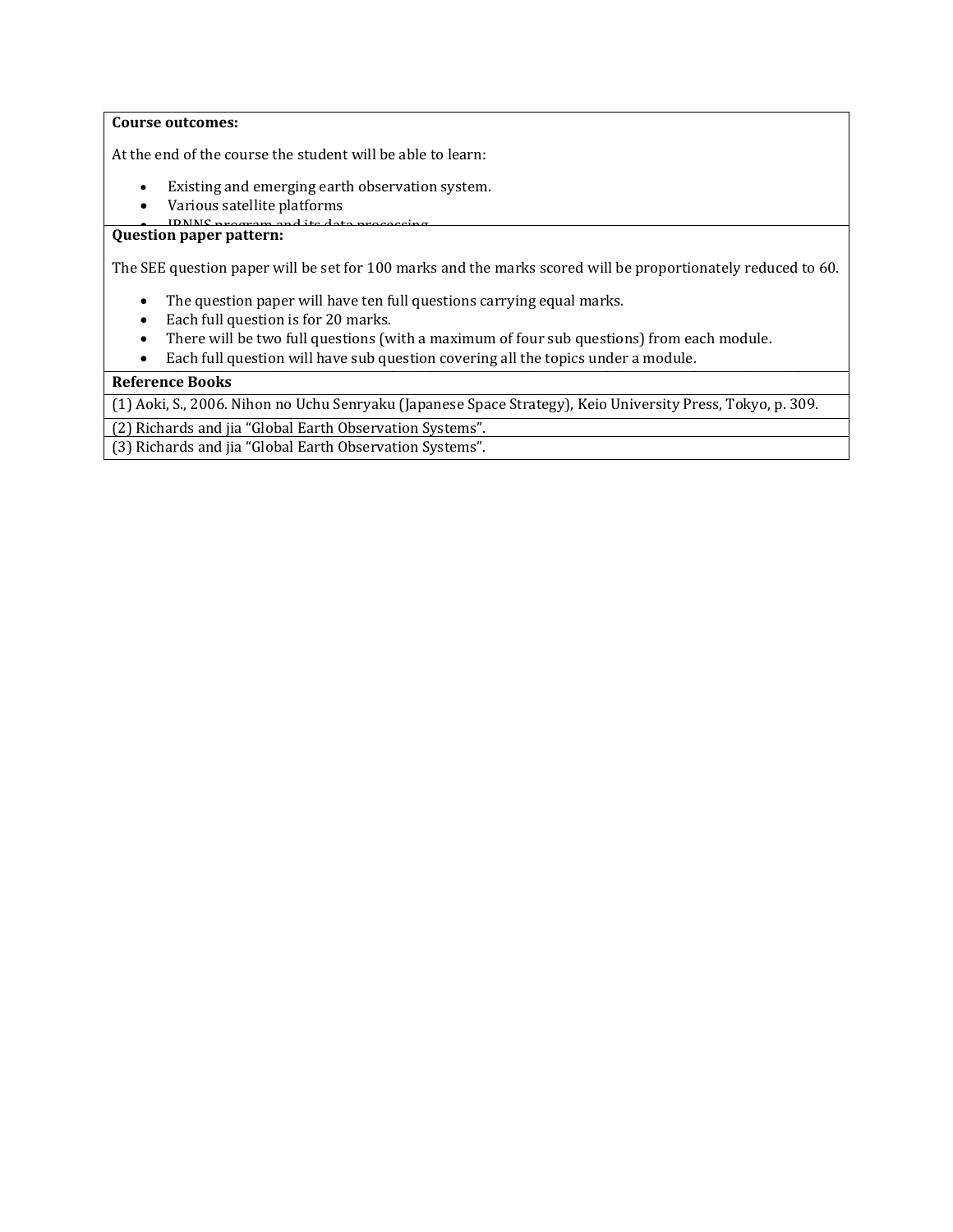**Course outcomes:**

At the end of the course the student will be able to learn:

- Existing and emerging earth observation system.
- Various satellite platforms
- IRNNS program and its data processing

**Question paper pattern:**

The SEE question paper will be set for 100 marks and the marks scored will be proportionately reduced to 60.

- The question paper will have ten full questions carrying equal marks.
- Each full question is for 20 marks.
- There will be two full questions (with a maximum of four sub questions) from each module.
- Each full question will have sub question covering all the topics under a module.

| **Reference Books** |
| --- |
| (1) Aoki, S., 2006. Nihon no Uchu Senryaku (Japanese Space Strategy), Keio University Press, Tokyo, p. 309. |
| (2) Richards and jia "Global Earth Observation Systems". |
| (3) Richards and jia "Global Earth Observation Systems". |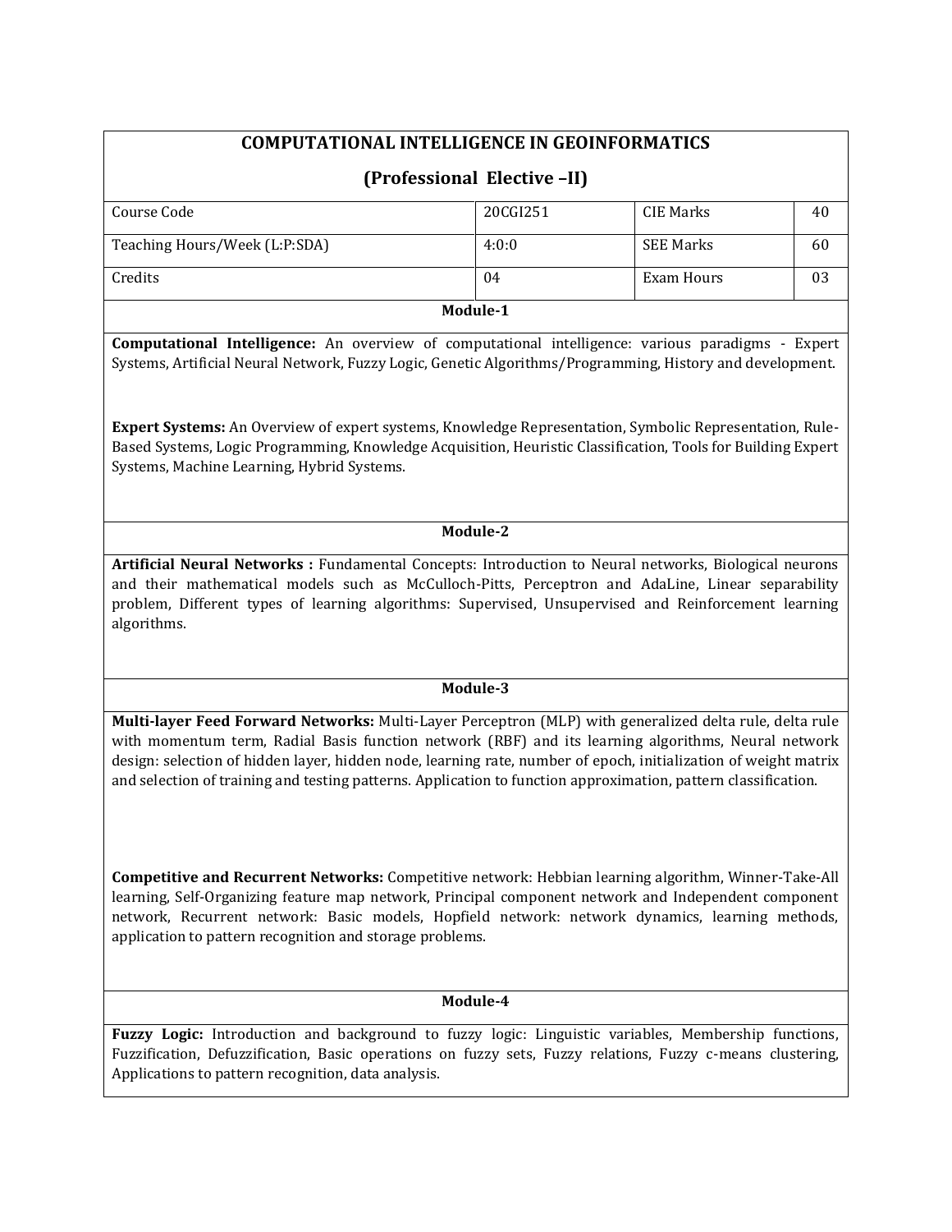# COMPUTATIONAL INTELLIGENCE IN GEOINFORMATICS

## (Professional Elective –II)

| Course Code | 20CGI251 | CIE Marks | 40 |
|---|---|---|---|
| Teaching Hours/Week (L:P:SDA) | 4:0:0 | SEE Marks | 60 |
| Credits | 04 | Exam Hours | 03 |

### Module-1

**Computational Intelligence:** An overview of computational intelligence: various paradigms - Expert Systems, Artificial Neural Network, Fuzzy Logic, Genetic Algorithms/Programming, History and development.

**Expert Systems:** An Overview of expert systems, Knowledge Representation, Symbolic Representation, Rule-Based Systems, Logic Programming, Knowledge Acquisition, Heuristic Classification, Tools for Building Expert Systems, Machine Learning, Hybrid Systems.

### Module-2

**Artificial Neural Networks :** Fundamental Concepts: Introduction to Neural networks, Biological neurons and their mathematical models such as McCulloch-Pitts, Perceptron and AdaLine, Linear separability problem, Different types of learning algorithms: Supervised, Unsupervised and Reinforcement learning algorithms.

### Module-3

**Multi-layer Feed Forward Networks:** Multi-Layer Perceptron (MLP) with generalized delta rule, delta rule with momentum term, Radial Basis function network (RBF) and its learning algorithms, Neural network design: selection of hidden layer, hidden node, learning rate, number of epoch, initialization of weight matrix and selection of training and testing patterns. Application to function approximation, pattern classification.

**Competitive and Recurrent Networks:** Competitive network: Hebbian learning algorithm, Winner-Take-All learning, Self-Organizing feature map network, Principal component network and Independent component network, Recurrent network: Basic models, Hopfield network: network dynamics, learning methods, application to pattern recognition and storage problems.

### Module-4

**Fuzzy Logic:** Introduction and background to fuzzy logic: Linguistic variables, Membership functions, Fuzzification, Defuzzification, Basic operations on fuzzy sets, Fuzzy relations, Fuzzy c-means clustering, Applications to pattern recognition, data analysis.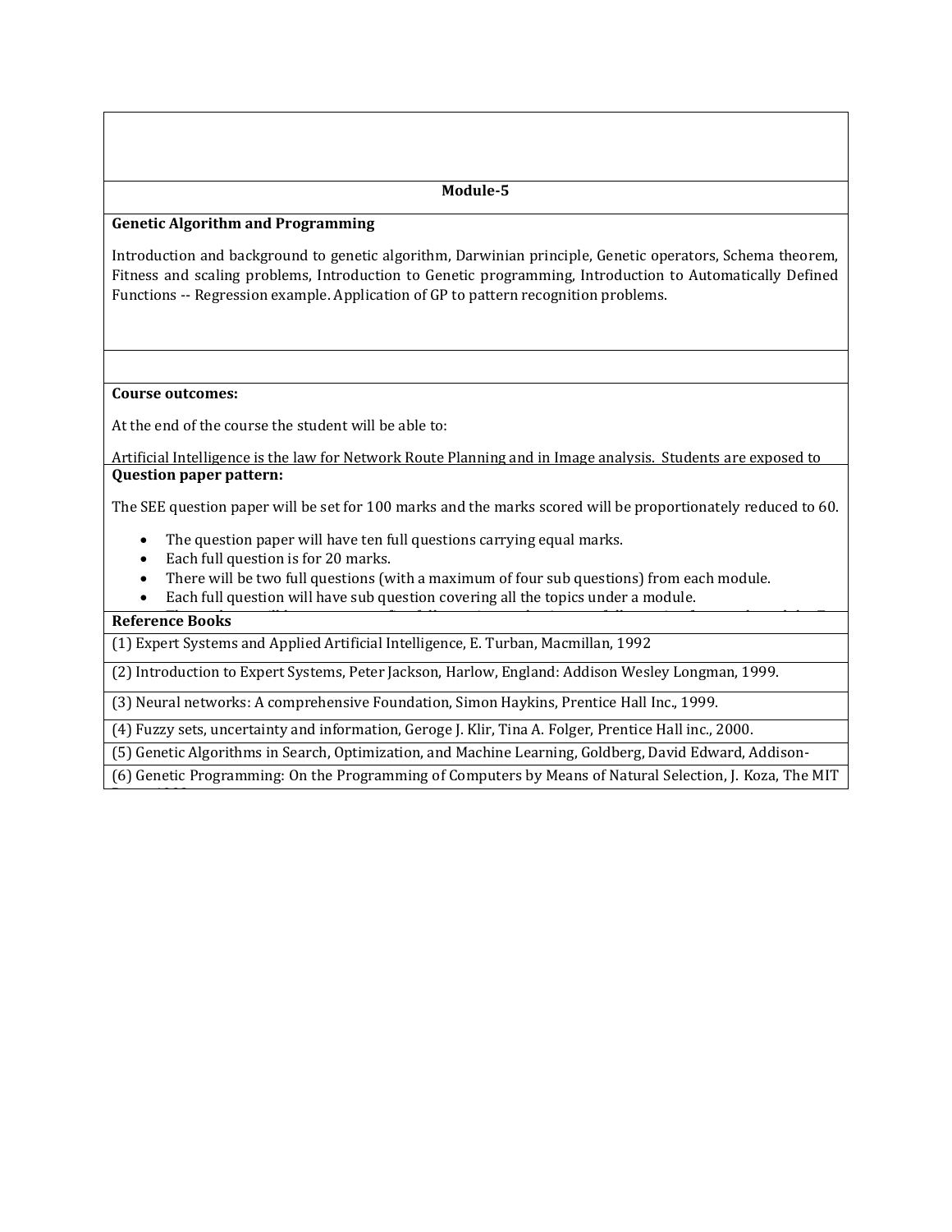**Module-5**

**Genetic Algorithm and Programming**

Introduction and background to genetic algorithm, Darwinian principle, Genetic operators, Schema theorem, Fitness and scaling problems, Introduction to Genetic programming, Introduction to Automatically Defined Functions -- Regression example. Application of GP to pattern recognition problems.

**Course outcomes:**

At the end of the course the student will be able to:

Artificial Intelligence is the law for Network Route Planning and in Image analysis. Students are exposed to

**Question paper pattern:**

The SEE question paper will be set for 100 marks and the marks scored will be proportionately reduced to 60.

- The question paper will have ten full questions carrying equal marks.
- Each full question is for 20 marks.
- There will be two full questions (with a maximum of four sub questions) from each module.
- Each full question will have sub question covering all the topics under a module.

**Reference Books**

(1) Expert Systems and Applied Artificial Intelligence, E. Turban, Macmillan, 1992

(2) Introduction to Expert Systems, Peter Jackson, Harlow, England: Addison Wesley Longman, 1999.

(3) Neural networks: A comprehensive Foundation, Simon Haykins, Prentice Hall Inc., 1999.

(4) Fuzzy sets, uncertainty and information, Geroge J. Klir, Tina A. Folger, Prentice Hall inc., 2000.

(5) Genetic Algorithms in Search, Optimization, and Machine Learning, Goldberg, David Edward, Addison-

(6) Genetic Programming: On the Programming of Computers by Means of Natural Selection, J. Koza, The MIT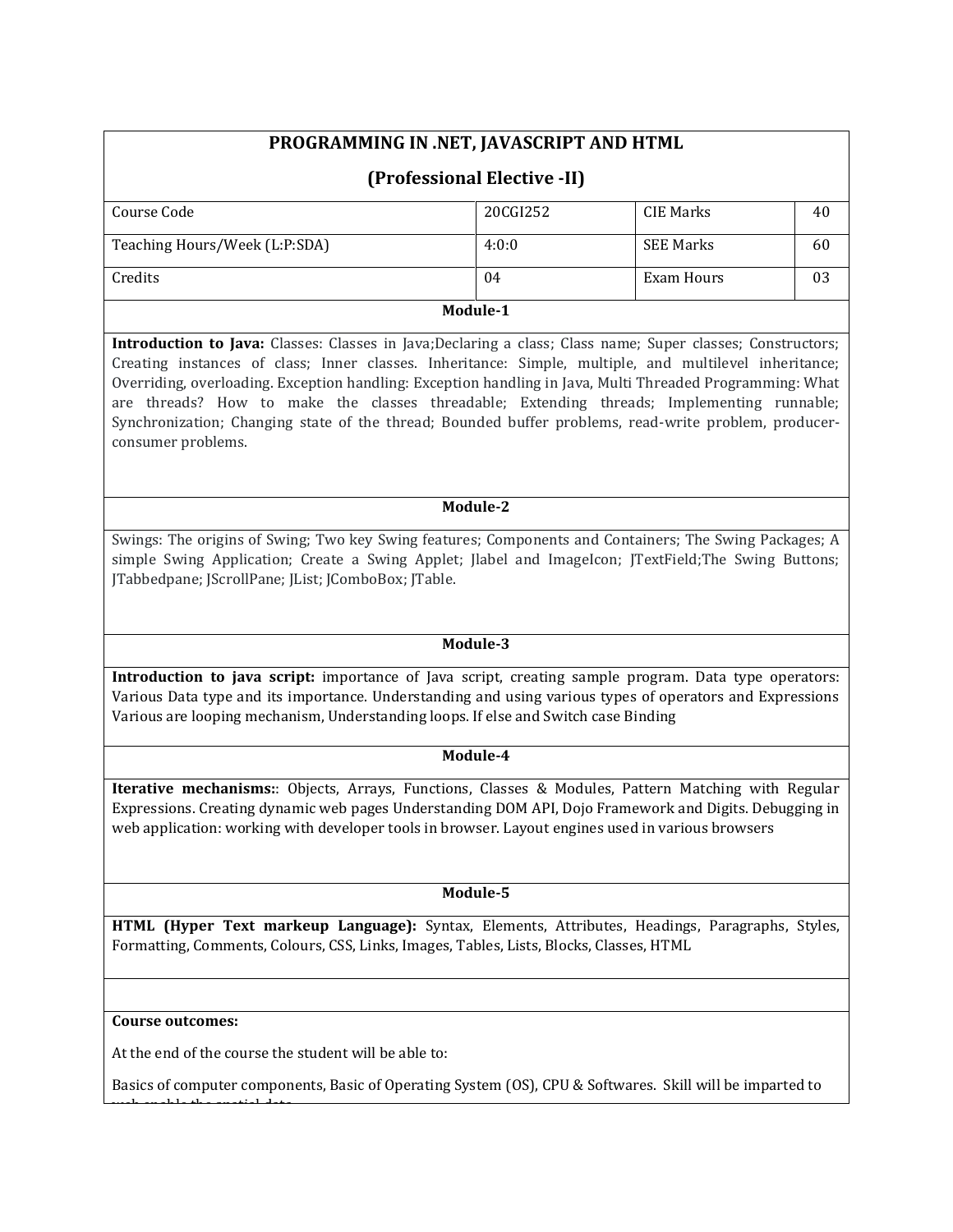# PROGRAMMING IN .NET, JAVASCRIPT AND HTML

## (Professional Elective -II)

| Course Code | 20CGI252 | CIE Marks | 40 |
|---|---|---|---|
| Teaching Hours/Week (L:P:SDA) | 4:0:0 | SEE Marks | 60 |
| Credits | 04 | Exam Hours | 03 |

### Module-1

**Introduction to Java:** Classes: Classes in Java;Declaring a class; Class name; Super classes; Constructors; Creating instances of class; Inner classes. Inheritance: Simple, multiple, and multilevel inheritance; Overriding, overloading. Exception handling: Exception handling in Java, Multi Threaded Programming: What are threads? How to make the classes threadable; Extending threads; Implementing runnable; Synchronization; Changing state of the thread; Bounded buffer problems, read-write problem, producer-consumer problems.

### Module-2

Swings: The origins of Swing; Two key Swing features; Components and Containers; The Swing Packages; A simple Swing Application; Create a Swing Applet; Jlabel and ImageIcon; JTextField;The Swing Buttons; JTabbedpane; JScrollPane; JList; JComboBox; JTable.

### Module-3

**Introduction to java script:** importance of Java script, creating sample program. Data type operators: Various Data type and its importance. Understanding and using various types of operators and Expressions Various are looping mechanism, Understanding loops. If else and Switch case Binding

### Module-4

**Iterative mechanisms:**: Objects, Arrays, Functions, Classes & Modules, Pattern Matching with Regular Expressions. Creating dynamic web pages Understanding DOM API, Dojo Framework and Digits. Debugging in web application: working with developer tools in browser. Layout engines used in various browsers

### Module-5

**HTML (Hyper Text markeup Language):** Syntax, Elements, Attributes, Headings, Paragraphs, Styles, Formatting, Comments, Colours, CSS, Links, Images, Tables, Lists, Blocks, Classes, HTML

**Course outcomes:**

At the end of the course the student will be able to:

Basics of computer components, Basic of Operating System (OS), CPU & Softwares. Skill will be imparted to such enable the spatial data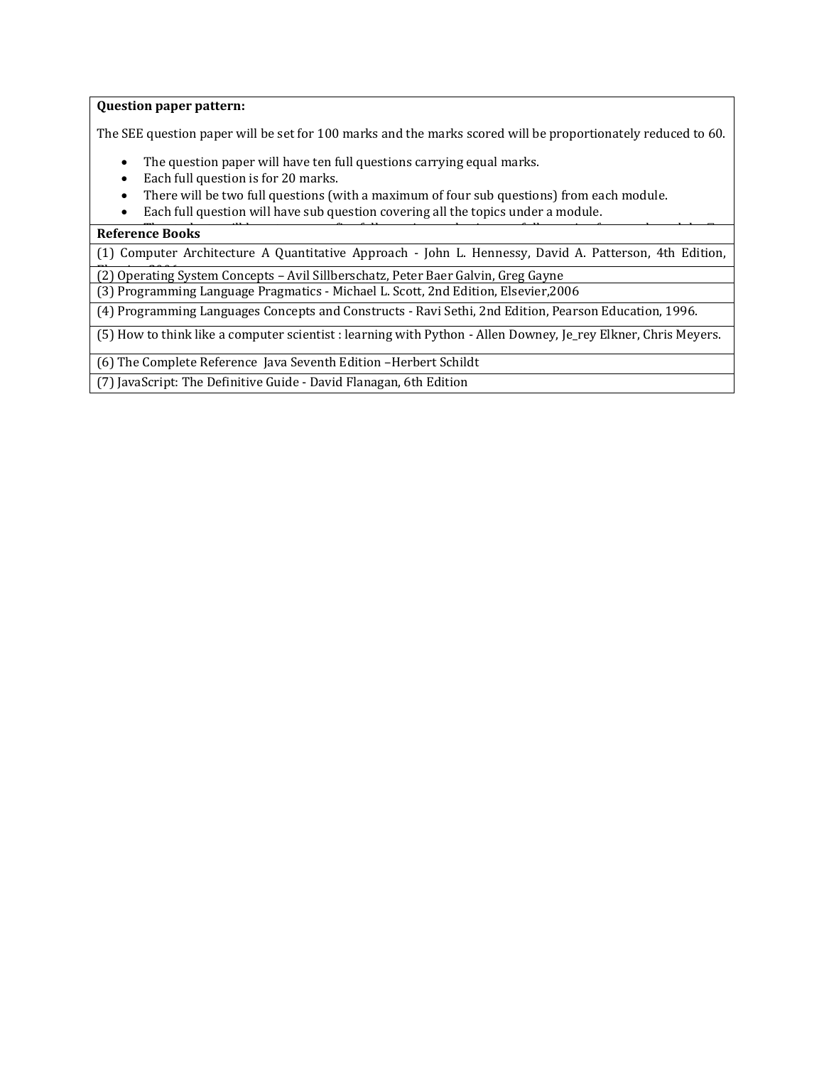**Question paper pattern:**

The SEE question paper will be set for 100 marks and the marks scored will be proportionately reduced to 60.

- The question paper will have ten full questions carrying equal marks.
- Each full question is for 20 marks.
- There will be two full questions (with a maximum of four sub questions) from each module.
- Each full question will have sub question covering all the topics under a module.

**Reference Books**

(1) Computer Architecture A Quantitative Approach - John L. Hennessy, David A. Patterson, 4th Edition,

(2) Operating System Concepts – Avil Sillberschatz, Peter Baer Galvin, Greg Gayne

(3) Programming Language Pragmatics - Michael L. Scott, 2nd Edition, Elsevier,2006

(4) Programming Languages Concepts and Constructs - Ravi Sethi, 2nd Edition, Pearson Education, 1996.

(5) How to think like a computer scientist : learning with Python - Allen Downey, Je_rey Elkner, Chris Meyers.

(6) The Complete Reference Java Seventh Edition –Herbert Schildt

(7) JavaScript: The Definitive Guide - David Flanagan, 6th Edition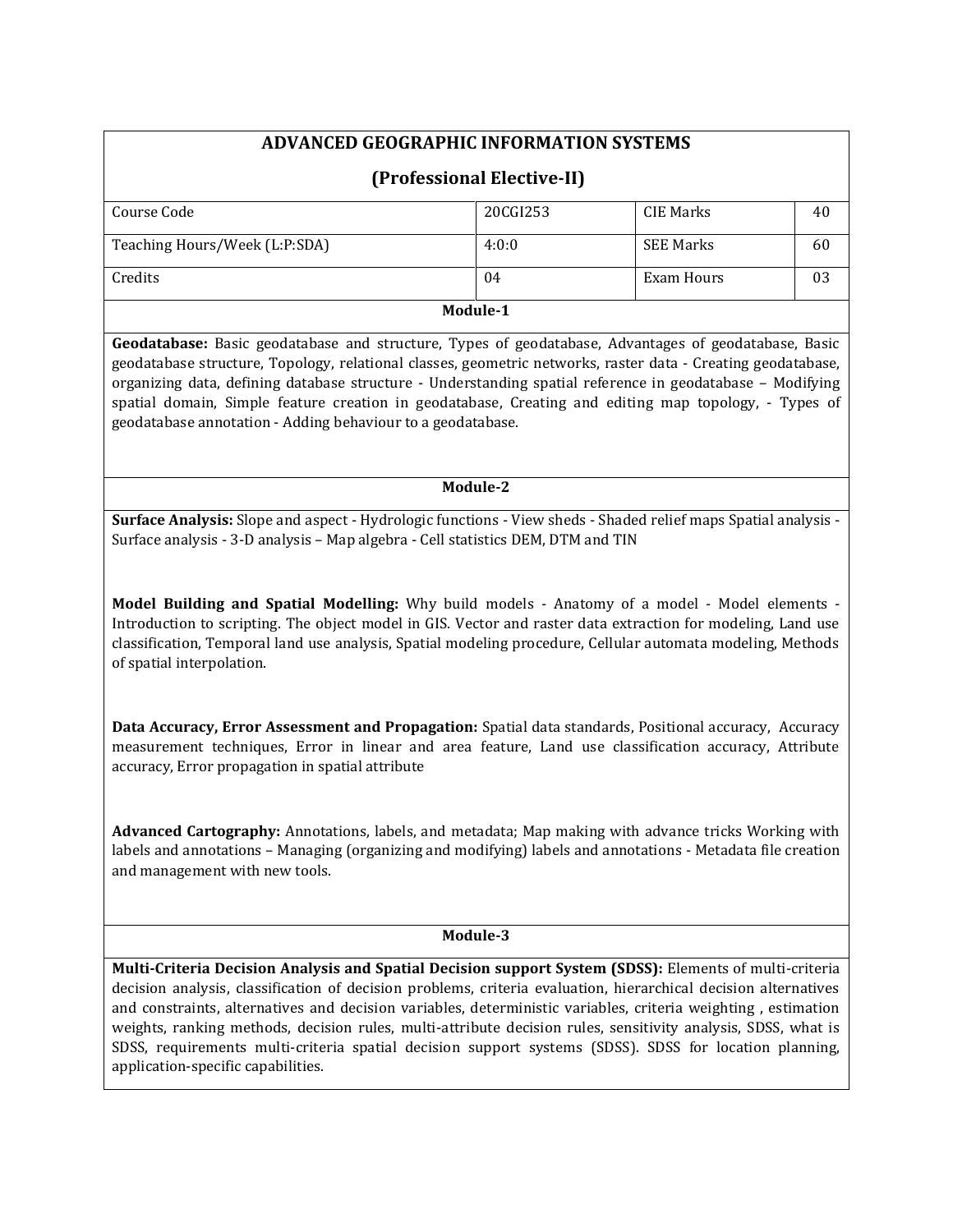# ADVANCED GEOGRAPHIC INFORMATION SYSTEMS

## (Professional Elective-II)

| Course Code | 20CGI253 | CIE Marks | 40 |
|---|---|---|---|
| Teaching Hours/Week (L:P:SDA) | 4:0:0 | SEE Marks | 60 |
| Credits | 04 | Exam Hours | 03 |

### Module-1

**Geodatabase:** Basic geodatabase and structure, Types of geodatabase, Advantages of geodatabase, Basic geodatabase structure, Topology, relational classes, geometric networks, raster data - Creating geodatabase, organizing data, defining database structure - Understanding spatial reference in geodatabase – Modifying spatial domain, Simple feature creation in geodatabase, Creating and editing map topology, - Types of geodatabase annotation - Adding behaviour to a geodatabase.

### Module-2

**Surface Analysis:** Slope and aspect - Hydrologic functions - View sheds - Shaded relief maps Spatial analysis - Surface analysis - 3-D analysis – Map algebra - Cell statistics DEM, DTM and TIN

**Model Building and Spatial Modelling:** Why build models - Anatomy of a model - Model elements - Introduction to scripting. The object model in GIS. Vector and raster data extraction for modeling, Land use classification, Temporal land use analysis, Spatial modeling procedure, Cellular automata modeling, Methods of spatial interpolation.

**Data Accuracy, Error Assessment and Propagation:** Spatial data standards, Positional accuracy, Accuracy measurement techniques, Error in linear and area feature, Land use classification accuracy, Attribute accuracy, Error propagation in spatial attribute

**Advanced Cartography:** Annotations, labels, and metadata; Map making with advance tricks Working with labels and annotations – Managing (organizing and modifying) labels and annotations - Metadata file creation and management with new tools.

### Module-3

**Multi-Criteria Decision Analysis and Spatial Decision support System (SDSS):** Elements of multi-criteria decision analysis, classification of decision problems, criteria evaluation, hierarchical decision alternatives and constraints, alternatives and decision variables, deterministic variables, criteria weighting , estimation weights, ranking methods, decision rules, multi-attribute decision rules, sensitivity analysis, SDSS, what is SDSS, requirements multi-criteria spatial decision support systems (SDSS). SDSS for location planning, application-specific capabilities.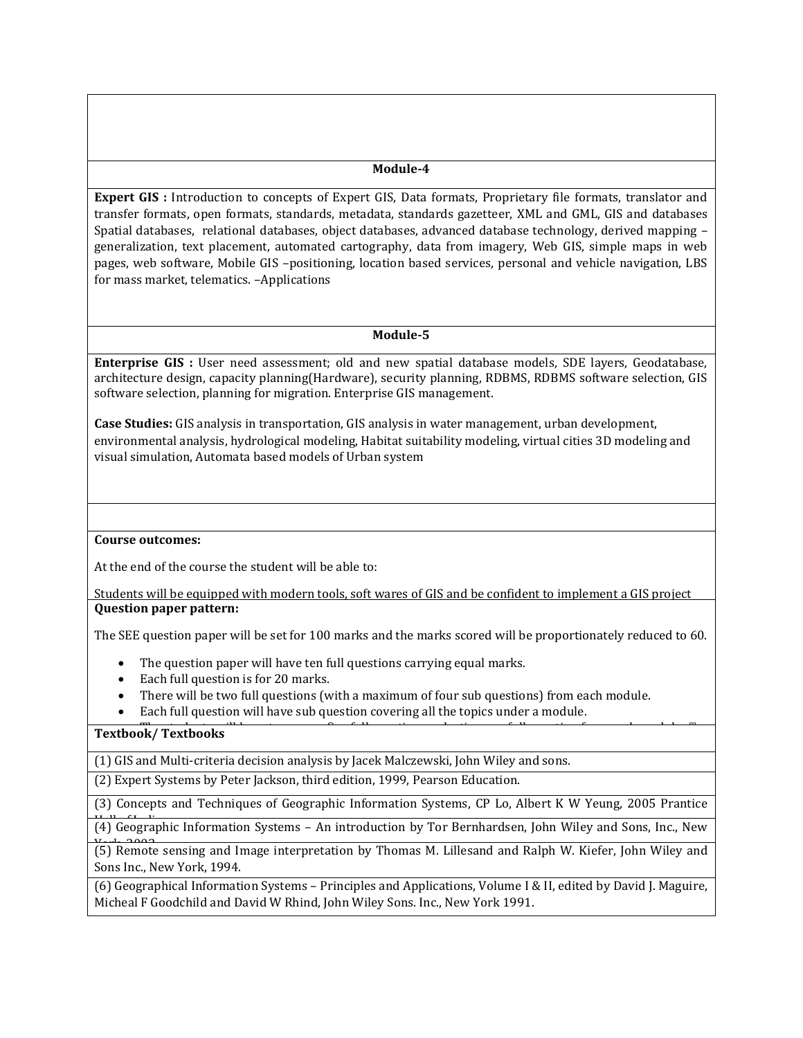## Module-4

**Expert GIS :** Introduction to concepts of Expert GIS, Data formats, Proprietary file formats, translator and transfer formats, open formats, standards, metadata, standards gazetteer, XML and GML, GIS and databases Spatial databases, relational databases, object databases, advanced database technology, derived mapping – generalization, text placement, automated cartography, data from imagery, Web GIS, simple maps in web pages, web software, Mobile GIS –positioning, location based services, personal and vehicle navigation, LBS for mass market, telematics. –Applications

## Module-5

**Enterprise GIS :** User need assessment; old and new spatial database models, SDE layers, Geodatabase, architecture design, capacity planning(Hardware), security planning, RDBMS, RDBMS software selection, GIS software selection, planning for migration. Enterprise GIS management.

**Case Studies:** GIS analysis in transportation, GIS analysis in water management, urban development, environmental analysis, hydrological modeling, Habitat suitability modeling, virtual cities 3D modeling and visual simulation, Automata based models of Urban system

**Course outcomes:**

At the end of the course the student will be able to:

Students will be equipped with modern tools, soft wares of GIS and be confident to implement a GIS project

**Question paper pattern:**

The SEE question paper will be set for 100 marks and the marks scored will be proportionately reduced to 60.

- The question paper will have ten full questions carrying equal marks.
- Each full question is for 20 marks.
- There will be two full questions (with a maximum of four sub questions) from each module.
- Each full question will have sub question covering all the topics under a module.

**Textbook/ Textbooks**

(1) GIS and Multi-criteria decision analysis by Jacek Malczewski, John Wiley and sons.

(2) Expert Systems by Peter Jackson, third edition, 1999, Pearson Education.

(3) Concepts and Techniques of Geographic Information Systems, CP Lo, Albert K W Yeung, 2005 Prantice Hall of India

(4) Geographic Information Systems – An introduction by Tor Bernhardsen, John Wiley and Sons, Inc., New York 2002

(5) Remote sensing and Image interpretation by Thomas M. Lillesand and Ralph W. Kiefer, John Wiley and Sons Inc., New York, 1994.

(6) Geographical Information Systems – Principles and Applications, Volume I & II, edited by David J. Maguire, Micheal F Goodchild and David W Rhind, John Wiley Sons. Inc., New York 1991.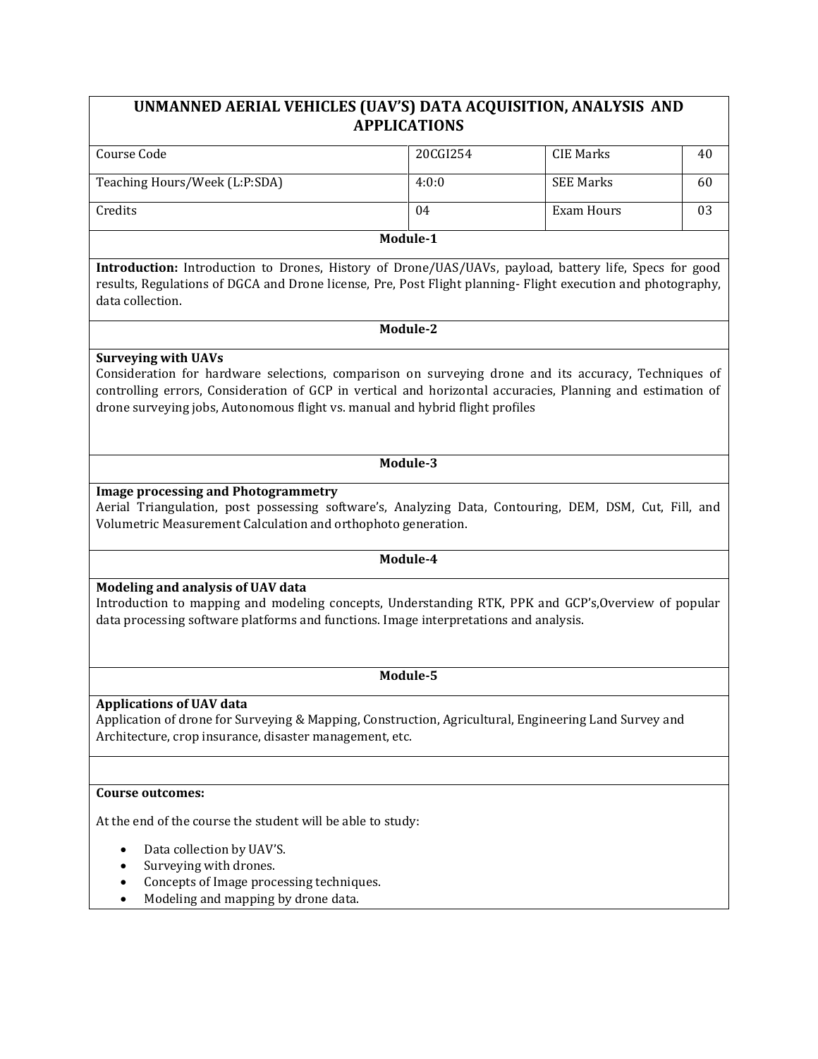# UNMANNED AERIAL VEHICLES (UAV'S) DATA ACQUISITION, ANALYSIS AND APPLICATIONS

| Course Code | 20CGI254 | CIE Marks | 40 |
|---|---|---|---|
| Teaching Hours/Week (L:P:SDA) | 4:0:0 | SEE Marks | 60 |
| Credits | 04 | Exam Hours | 03 |

## Module-1

**Introduction:** Introduction to Drones, History of Drone/UAS/UAVs, payload, battery life, Specs for good results, Regulations of DGCA and Drone license, Pre, Post Flight planning- Flight execution and photography, data collection.

## Module-2

**Surveying with UAVs**

Consideration for hardware selections, comparison on surveying drone and its accuracy, Techniques of controlling errors, Consideration of GCP in vertical and horizontal accuracies, Planning and estimation of drone surveying jobs, Autonomous flight vs. manual and hybrid flight profiles

## Module-3

**Image processing and Photogrammetry**

Aerial Triangulation, post possessing software's, Analyzing Data, Contouring, DEM, DSM, Cut, Fill, and Volumetric Measurement Calculation and orthophoto generation.

## Module-4

**Modeling and analysis of UAV data**

Introduction to mapping and modeling concepts, Understanding RTK, PPK and GCP's,Overview of popular data processing software platforms and functions. Image interpretations and analysis.

## Module-5

**Applications of UAV data**

Application of drone for Surveying & Mapping, Construction, Agricultural, Engineering Land Survey and Architecture, crop insurance, disaster management, etc.

**Course outcomes:**

At the end of the course the student will be able to study:

- Data collection by UAV'S.
- Surveying with drones.
- Concepts of Image processing techniques.
- Modeling and mapping by drone data.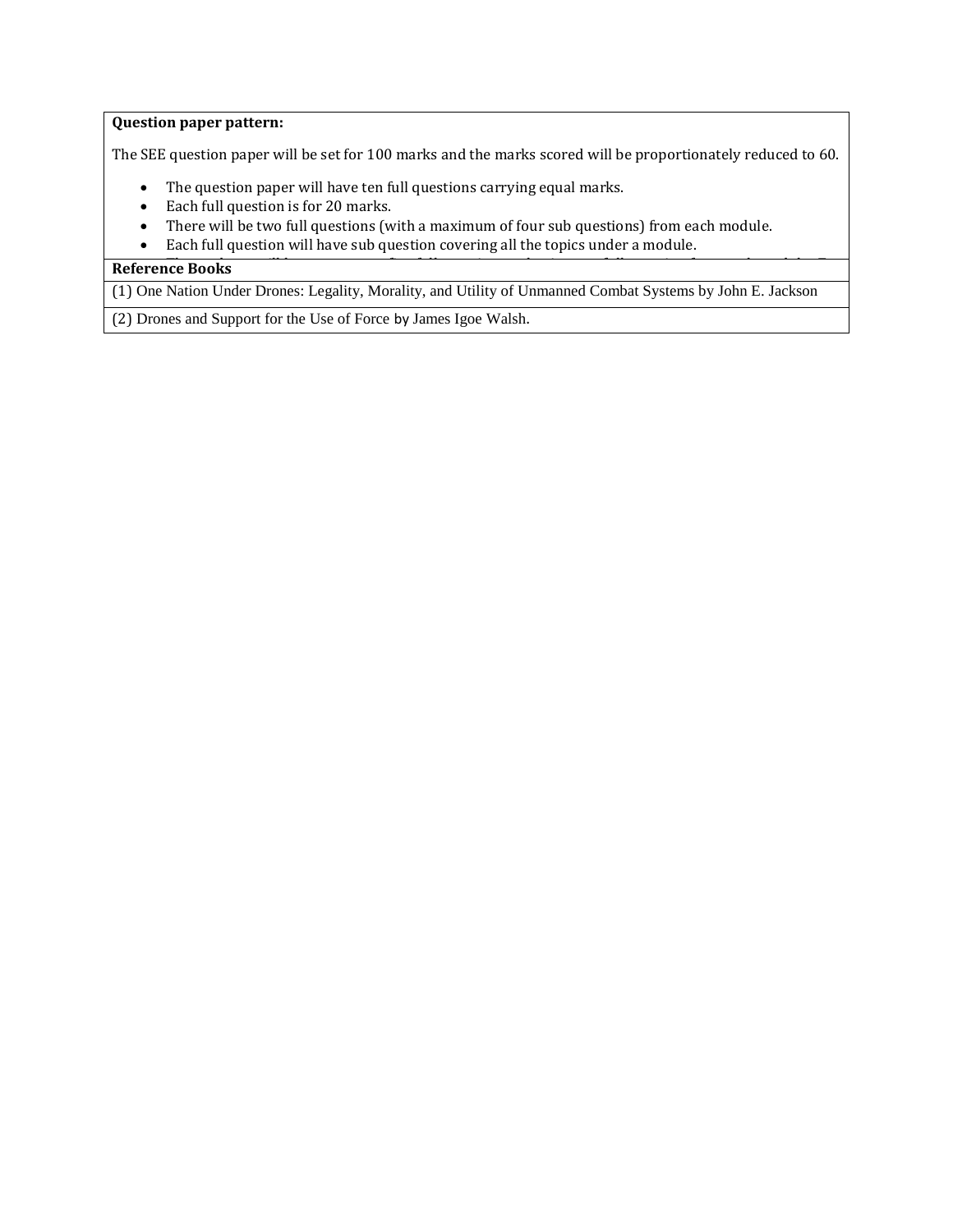**Question paper pattern:**

The SEE question paper will be set for 100 marks and the marks scored will be proportionately reduced to 60.

- The question paper will have ten full questions carrying equal marks.
- Each full question is for 20 marks.
- There will be two full questions (with a maximum of four sub questions) from each module.
- Each full question will have sub question covering all the topics under a module.

| **Reference Books** |
|---|
| (1) One Nation Under Drones: Legality, Morality, and Utility of Unmanned Combat Systems by John E. Jackson |
| (2) Drones and Support for the Use of Force by James Igoe Walsh. |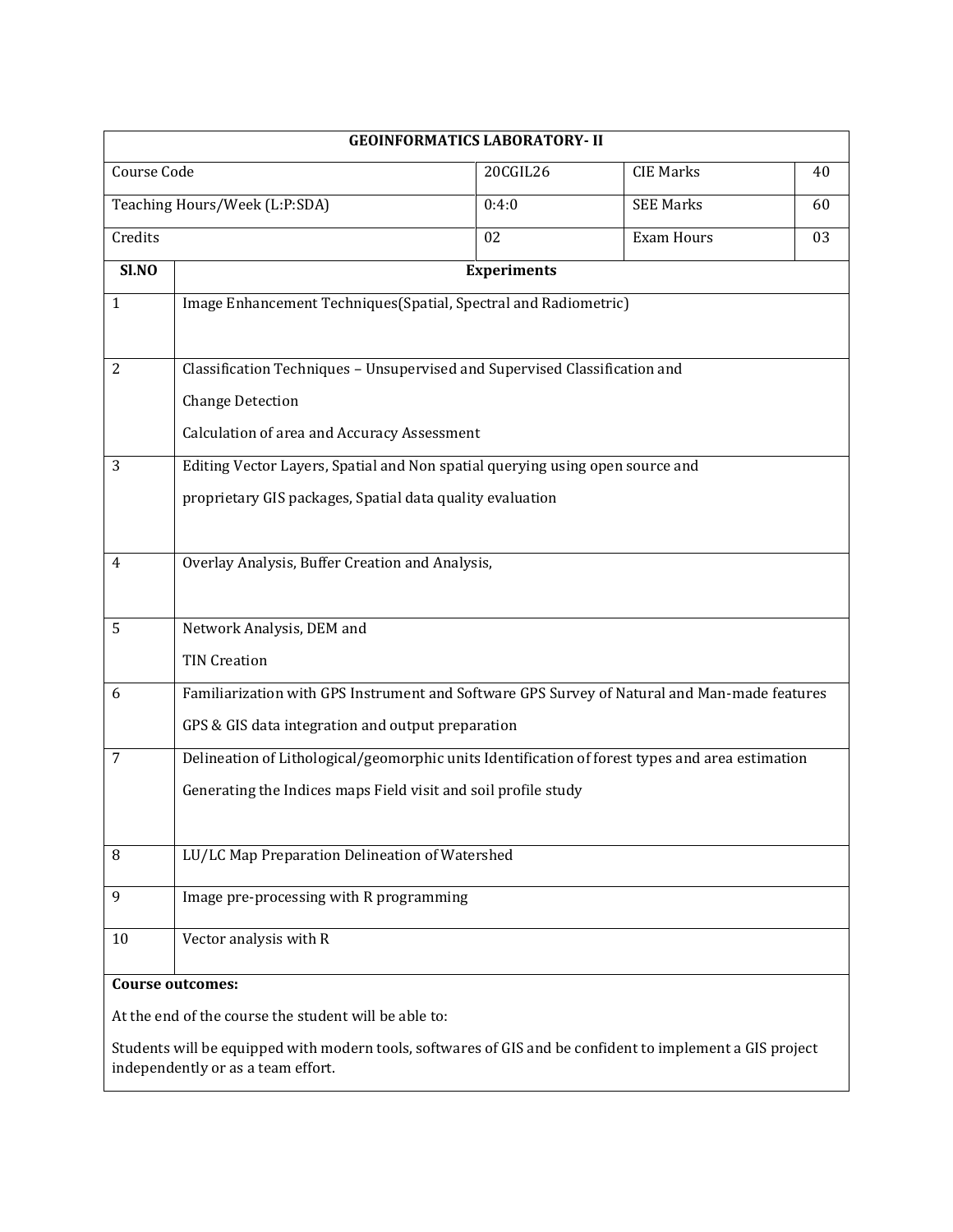| GEOINFORMATICS LABORATORY- II | | | |
|---|---|---|---|
| Course Code | 20CGIL26 | CIE Marks | 40 |
| Teaching Hours/Week (L:P:SDA) | 0:4:0 | SEE Marks | 60 |
| Credits | 02 | Exam Hours | 03 |

| Sl.NO | Experiments |
|---|---|
| 1 | Image Enhancement Techniques(Spatial, Spectral and Radiometric) |
| 2 | Classification Techniques – Unsupervised and Supervised Classification and<br>Change Detection<br>Calculation of area and Accuracy Assessment |
| 3 | Editing Vector Layers, Spatial and Non spatial querying using open source and<br>proprietary GIS packages, Spatial data quality evaluation |
| 4 | Overlay Analysis, Buffer Creation and Analysis, |
| 5 | Network Analysis, DEM and<br>TIN Creation |
| 6 | Familiarization with GPS Instrument and Software GPS Survey of Natural and Man-made features<br>GPS & GIS data integration and output preparation |
| 7 | Delineation of Lithological/geomorphic units Identification of forest types and area estimation<br>Generating the Indices maps Field visit and soil profile study |
| 8 | LU/LC Map Preparation Delineation of Watershed |
| 9 | Image pre-processing with R programming |
| 10 | Vector analysis with R |

**Course outcomes:**

At the end of the course the student will be able to:

Students will be equipped with modern tools, softwares of GIS and be confident to implement a GIS project independently or as a team effort.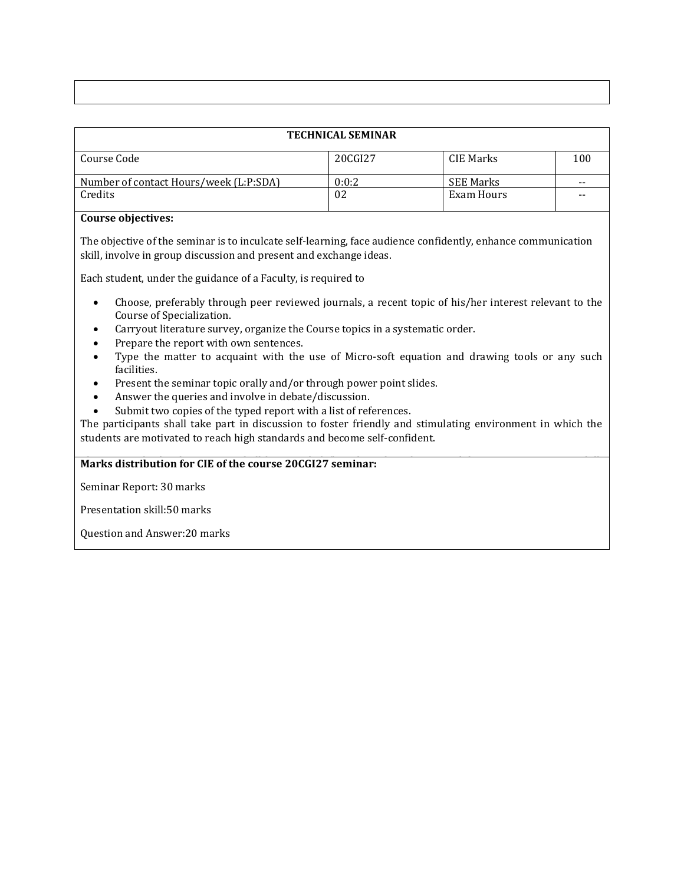## TECHNICAL SEMINAR

| | | | |
|---|---|---|---|
| Course Code | 20CGI27 | CIE Marks | 100 |
| Number of contact Hours/week (L:P:SDA) | 0:0:2 | SEE Marks | -- |
| Credits | 02 | Exam Hours | -- |

**Course objectives:**

The objective of the seminar is to inculcate self-learning, face audience confidently, enhance communication skill, involve in group discussion and present and exchange ideas.

Each student, under the guidance of a Faculty, is required to

- Choose, preferably through peer reviewed journals, a recent topic of his/her interest relevant to the Course of Specialization.
- Carryout literature survey, organize the Course topics in a systematic order.
- Prepare the report with own sentences.
- Type the matter to acquaint with the use of Micro-soft equation and drawing tools or any such facilities.
- Present the seminar topic orally and/or through power point slides.
- Answer the queries and involve in debate/discussion.
- Submit two copies of the typed report with a list of references.

The participants shall take part in discussion to foster friendly and stimulating environment in which the students are motivated to reach high standards and become self-confident.

**Marks distribution for CIE of the course 20CGI27 seminar:**

Seminar Report: 30 marks

Presentation skill:50 marks

Question and Answer:20 marks